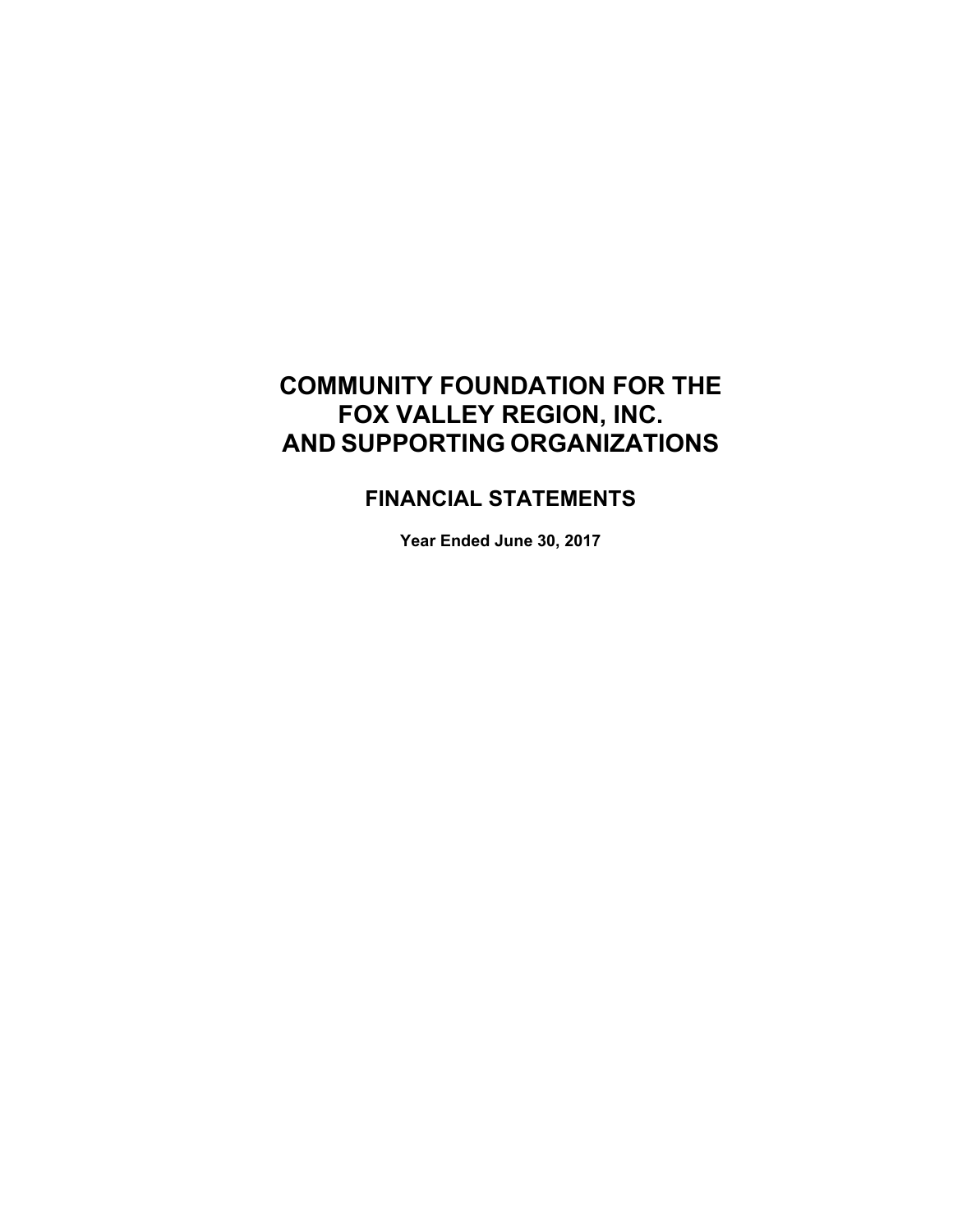# COMMUNITY FOUNDATION FOR THE FOX VALLEY REGION, INC. AND SUPPORTING ORGANIZATIONS

## FINANCIAL STATEMENTS

**Year Ended June 30, 2017**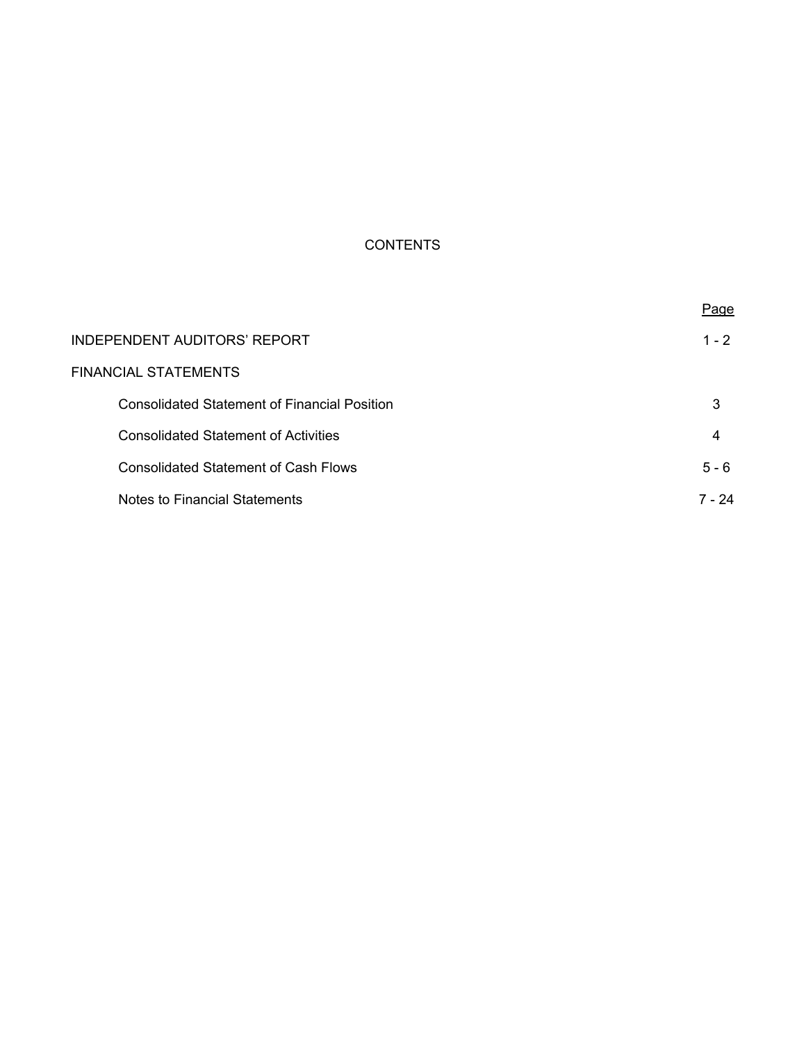# CONTENTS

| | Page |
|---|---|
| INDEPENDENT AUDITORS' REPORT | 1 - 2 |
| FINANCIAL STATEMENTS | |
| Consolidated Statement of Financial Position | 3 |
| Consolidated Statement of Activities | 4 |
| Consolidated Statement of Cash Flows | 5 - 6 |
| Notes to Financial Statements | 7 - 24 |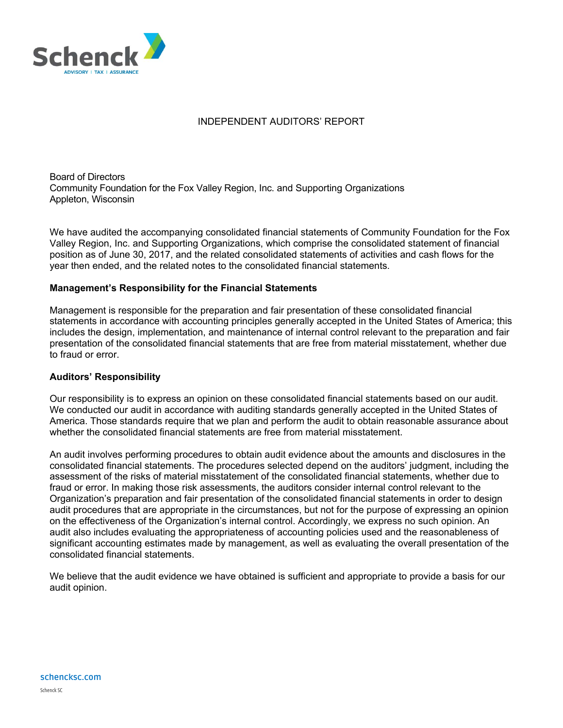# INDEPENDENT AUDITORS' REPORT

Board of Directors
Community Foundation for the Fox Valley Region, Inc. and Supporting Organizations
Appleton, Wisconsin

We have audited the accompanying consolidated financial statements of Community Foundation for the Fox Valley Region, Inc. and Supporting Organizations, which comprise the consolidated statement of financial position as of June 30, 2017, and the related consolidated statements of activities and cash flows for the year then ended, and the related notes to the consolidated financial statements.

**Management's Responsibility for the Financial Statements**

Management is responsible for the preparation and fair presentation of these consolidated financial statements in accordance with accounting principles generally accepted in the United States of America; this includes the design, implementation, and maintenance of internal control relevant to the preparation and fair presentation of the consolidated financial statements that are free from material misstatement, whether due to fraud or error.

**Auditors' Responsibility**

Our responsibility is to express an opinion on these consolidated financial statements based on our audit. We conducted our audit in accordance with auditing standards generally accepted in the United States of America. Those standards require that we plan and perform the audit to obtain reasonable assurance about whether the consolidated financial statements are free from material misstatement.

An audit involves performing procedures to obtain audit evidence about the amounts and disclosures in the consolidated financial statements. The procedures selected depend on the auditors' judgment, including the assessment of the risks of material misstatement of the consolidated financial statements, whether due to fraud or error. In making those risk assessments, the auditors consider internal control relevant to the Organization's preparation and fair presentation of the consolidated financial statements in order to design audit procedures that are appropriate in the circumstances, but not for the purpose of expressing an opinion on the effectiveness of the Organization's internal control. Accordingly, we express no such opinion. An audit also includes evaluating the appropriateness of accounting policies used and the reasonableness of significant accounting estimates made by management, as well as evaluating the overall presentation of the consolidated financial statements.

We believe that the audit evidence we have obtained is sufficient and appropriate to provide a basis for our audit opinion.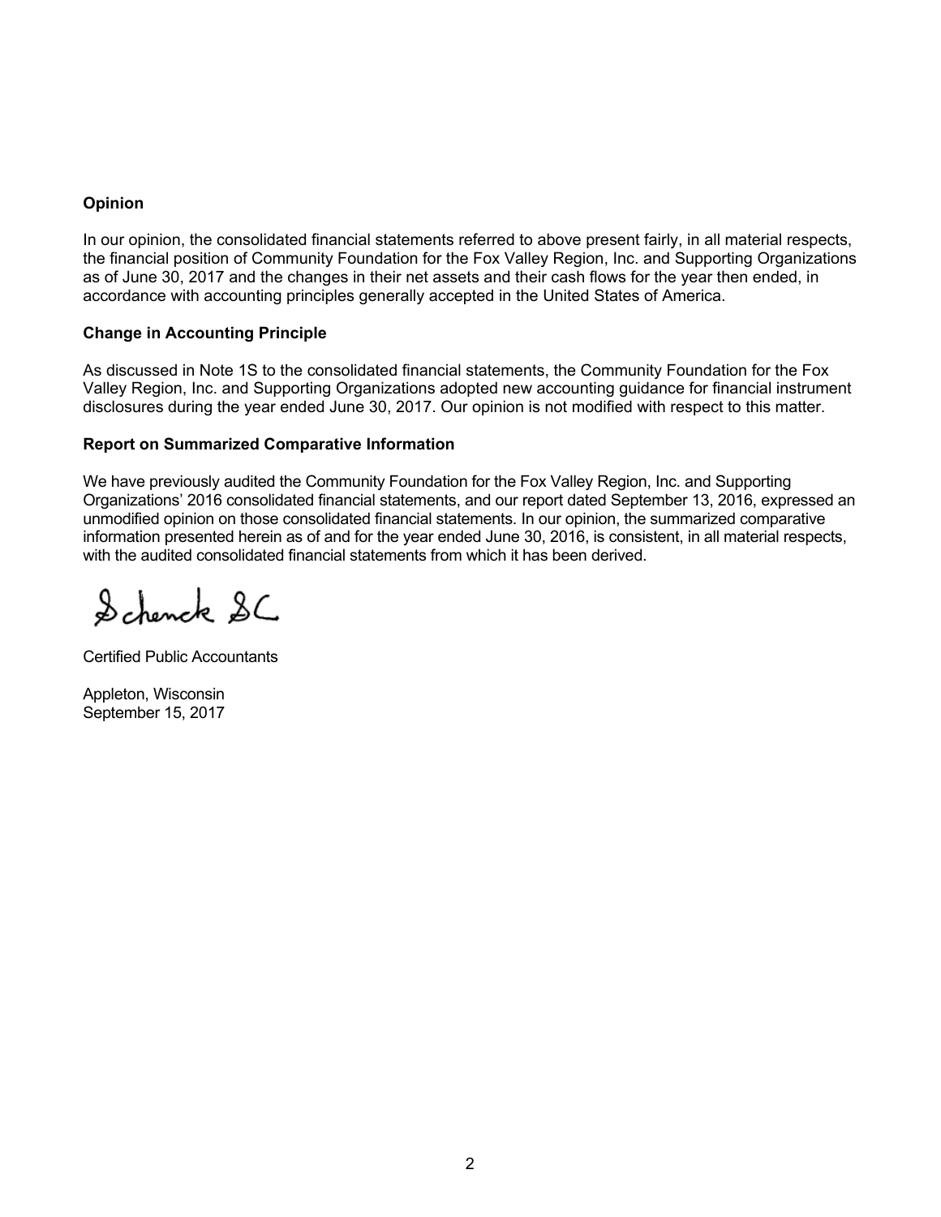**Opinion**

In our opinion, the consolidated financial statements referred to above present fairly, in all material respects, the financial position of Community Foundation for the Fox Valley Region, Inc. and Supporting Organizations as of June 30, 2017 and the changes in their net assets and their cash flows for the year then ended, in accordance with accounting principles generally accepted in the United States of America.

**Change in Accounting Principle**

As discussed in Note 1S to the consolidated financial statements, the Community Foundation for the Fox Valley Region, Inc. and Supporting Organizations adopted new accounting guidance for financial instrument disclosures during the year ended June 30, 2017. Our opinion is not modified with respect to this matter.

**Report on Summarized Comparative Information**

We have previously audited the Community Foundation for the Fox Valley Region, Inc. and Supporting Organizations' 2016 consolidated financial statements, and our report dated September 13, 2016, expressed an unmodified opinion on those consolidated financial statements. In our opinion, the summarized comparative information presented herein as of and for the year ended June 30, 2016, is consistent, in all material respects, with the audited consolidated financial statements from which it has been derived.

Schenck SC

Certified Public Accountants

Appleton, Wisconsin
September 15, 2017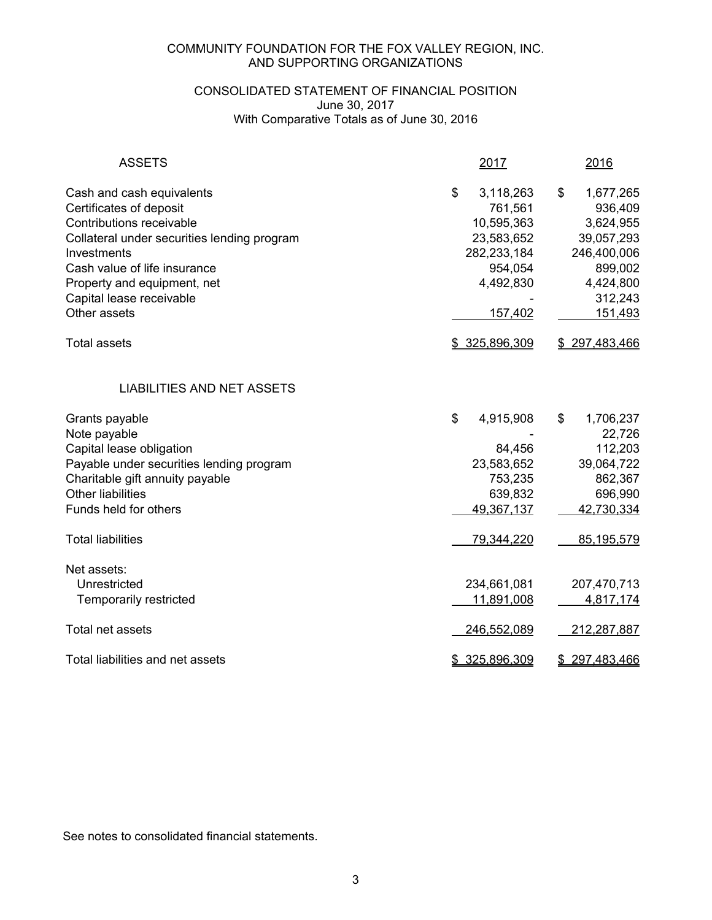# COMMUNITY FOUNDATION FOR THE FOX VALLEY REGION, INC.
# AND SUPPORTING ORGANIZATIONS

## CONSOLIDATED STATEMENT OF FINANCIAL POSITION
June 30, 2017
With Comparative Totals as of June 30, 2016

| ASSETS | 2017 | 2016 |
|---|---|---|
| Cash and cash equivalents | $ 3,118,263 | $ 1,677,265 |
| Certificates of deposit | 761,561 | 936,409 |
| Contributions receivable | 10,595,363 | 3,624,955 |
| Collateral under securities lending program | 23,583,652 | 39,057,293 |
| Investments | 282,233,184 | 246,400,006 |
| Cash value of life insurance | 954,054 | 899,002 |
| Property and equipment, net | 4,492,830 | 4,424,800 |
| Capital lease receivable | - | 312,243 |
| Other assets | 157,402 | 151,493 |
| Total assets | $ 325,896,309 | $ 297,483,466 |

| LIABILITIES AND NET ASSETS | 2017 | 2016 |
|---|---|---|
| Grants payable | $ 4,915,908 | $ 1,706,237 |
| Note payable | - | 22,726 |
| Capital lease obligation | 84,456 | 112,203 |
| Payable under securities lending program | 23,583,652 | 39,064,722 |
| Charitable gift annuity payable | 753,235 | 862,367 |
| Other liabilities | 639,832 | 696,990 |
| Funds held for others | 49,367,137 | 42,730,334 |
| Total liabilities | 79,344,220 | 85,195,579 |
| Net assets: | | |
| Unrestricted | 234,661,081 | 207,470,713 |
| Temporarily restricted | 11,891,008 | 4,817,174 |
| Total net assets | 246,552,089 | 212,287,887 |
| Total liabilities and net assets | $ 325,896,309 | $ 297,483,466 |

See notes to consolidated financial statements.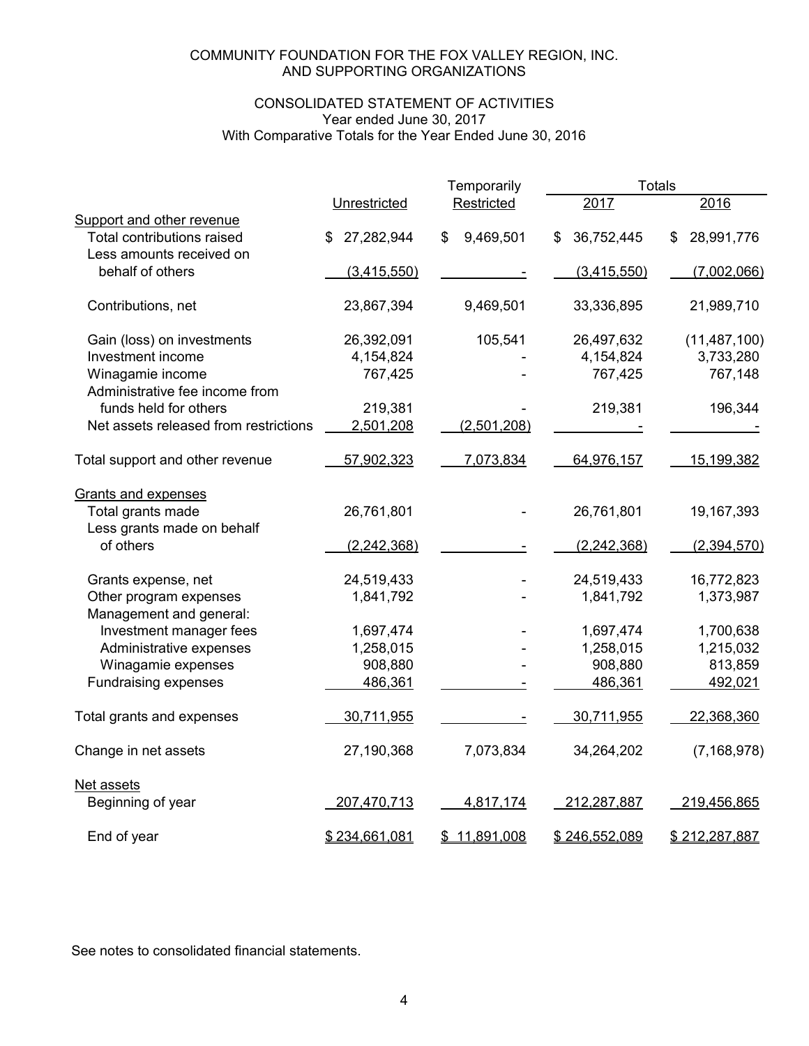COMMUNITY FOUNDATION FOR THE FOX VALLEY REGION, INC.
AND SUPPORTING ORGANIZATIONS

CONSOLIDATED STATEMENT OF ACTIVITIES
Year ended June 30, 2017
With Comparative Totals for the Year Ended June 30, 2016

| | Unrestricted | Temporarily Restricted | Totals 2017 | Totals 2016 |
|---|---|---|---|---|
| Support and other revenue | | | | |
| Total contributions raised | $ 27,282,944 | $ 9,469,501 | $ 36,752,445 | $ 28,991,776 |
| Less amounts received on behalf of others | (3,415,550) | - | (3,415,550) | (7,002,066) |
| Contributions, net | 23,867,394 | 9,469,501 | 33,336,895 | 21,989,710 |
| Gain (loss) on investments | 26,392,091 | 105,541 | 26,497,632 | (11,487,100) |
| Investment income | 4,154,824 | - | 4,154,824 | 3,733,280 |
| Winagamie income | 767,425 | - | 767,425 | 767,148 |
| Administrative fee income from funds held for others | 219,381 | - | 219,381 | 196,344 |
| Net assets released from restrictions | 2,501,208 | (2,501,208) | - | - |
| Total support and other revenue | 57,902,323 | 7,073,834 | 64,976,157 | 15,199,382 |
| Grants and expenses | | | | |
| Total grants made | 26,761,801 | - | 26,761,801 | 19,167,393 |
| Less grants made on behalf of others | (2,242,368) | - | (2,242,368) | (2,394,570) |
| Grants expense, net | 24,519,433 | - | 24,519,433 | 16,772,823 |
| Other program expenses | 1,841,792 | - | 1,841,792 | 1,373,987 |
| Management and general: | | | | |
| Investment manager fees | 1,697,474 | - | 1,697,474 | 1,700,638 |
| Administrative expenses | 1,258,015 | - | 1,258,015 | 1,215,032 |
| Winagamie expenses | 908,880 | - | 908,880 | 813,859 |
| Fundraising expenses | 486,361 | - | 486,361 | 492,021 |
| Total grants and expenses | 30,711,955 | - | 30,711,955 | 22,368,360 |
| Change in net assets | 27,190,368 | 7,073,834 | 34,264,202 | (7,168,978) |
| Net assets | | | | |
| Beginning of year | 207,470,713 | 4,817,174 | 212,287,887 | 219,456,865 |
| End of year | $ 234,661,081 | $ 11,891,008 | $ 246,552,089 | $ 212,287,887 |

See notes to consolidated financial statements.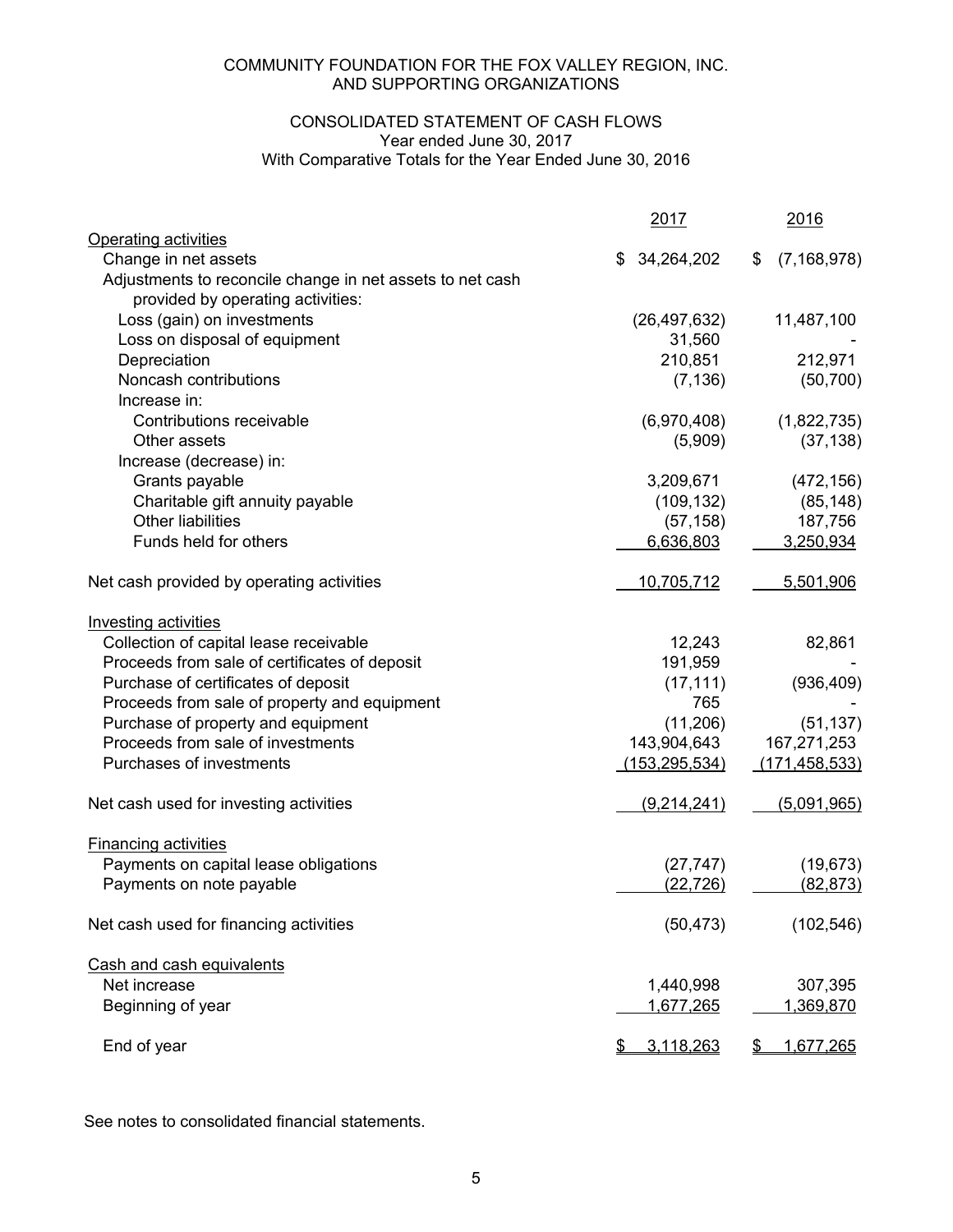COMMUNITY FOUNDATION FOR THE FOX VALLEY REGION, INC.
AND SUPPORTING ORGANIZATIONS

CONSOLIDATED STATEMENT OF CASH FLOWS
Year ended June 30, 2017
With Comparative Totals for the Year Ended June 30, 2016

| | 2017 | 2016 |
|---|---|---|
| Operating activities | | |
| Change in net assets | $ 34,264,202 | $ (7,168,978) |
| Adjustments to reconcile change in net assets to net cash provided by operating activities: | | |
| Loss (gain) on investments | (26,497,632) | 11,487,100 |
| Loss on disposal of equipment | 31,560 | - |
| Depreciation | 210,851 | 212,971 |
| Noncash contributions | (7,136) | (50,700) |
| Increase in: | | |
| Contributions receivable | (6,970,408) | (1,822,735) |
| Other assets | (5,909) | (37,138) |
| Increase (decrease) in: | | |
| Grants payable | 3,209,671 | (472,156) |
| Charitable gift annuity payable | (109,132) | (85,148) |
| Other liabilities | (57,158) | 187,756 |
| Funds held for others | 6,636,803 | 3,250,934 |
| Net cash provided by operating activities | 10,705,712 | 5,501,906 |
| Investing activities | | |
| Collection of capital lease receivable | 12,243 | 82,861 |
| Proceeds from sale of certificates of deposit | 191,959 | - |
| Purchase of certificates of deposit | (17,111) | (936,409) |
| Proceeds from sale of property and equipment | 765 | - |
| Purchase of property and equipment | (11,206) | (51,137) |
| Proceeds from sale of investments | 143,904,643 | 167,271,253 |
| Purchases of investments | (153,295,534) | (171,458,533) |
| Net cash used for investing activities | (9,214,241) | (5,091,965) |
| Financing activities | | |
| Payments on capital lease obligations | (27,747) | (19,673) |
| Payments on note payable | (22,726) | (82,873) |
| Net cash used for financing activities | (50,473) | (102,546) |
| Cash and cash equivalents | | |
| Net increase | 1,440,998 | 307,395 |
| Beginning of year | 1,677,265 | 1,369,870 |
| End of year | $ 3,118,263 | $ 1,677,265 |

See notes to consolidated financial statements.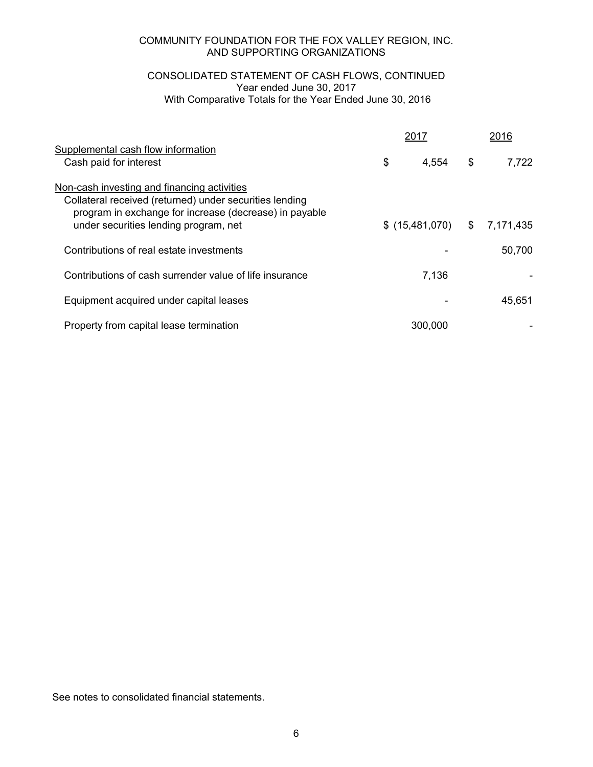COMMUNITY FOUNDATION FOR THE FOX VALLEY REGION, INC.
AND SUPPORTING ORGANIZATIONS

CONSOLIDATED STATEMENT OF CASH FLOWS, CONTINUED
Year ended June 30, 2017
With Comparative Totals for the Year Ended June 30, 2016

| | 2017 | 2016 |
|---|---|---|
| Supplemental cash flow information | | |
| Cash paid for interest | $ 4,554 | $ 7,722 |
| Non-cash investing and financing activities | | |
| Collateral received (returned) under securities lending program in exchange for increase (decrease) in payable under securities lending program, net | $ (15,481,070) | $ 7,171,435 |
| Contributions of real estate investments | - | 50,700 |
| Contributions of cash surrender value of life insurance | 7,136 | - |
| Equipment acquired under capital leases | - | 45,651 |
| Property from capital lease termination | 300,000 | - |

See notes to consolidated financial statements.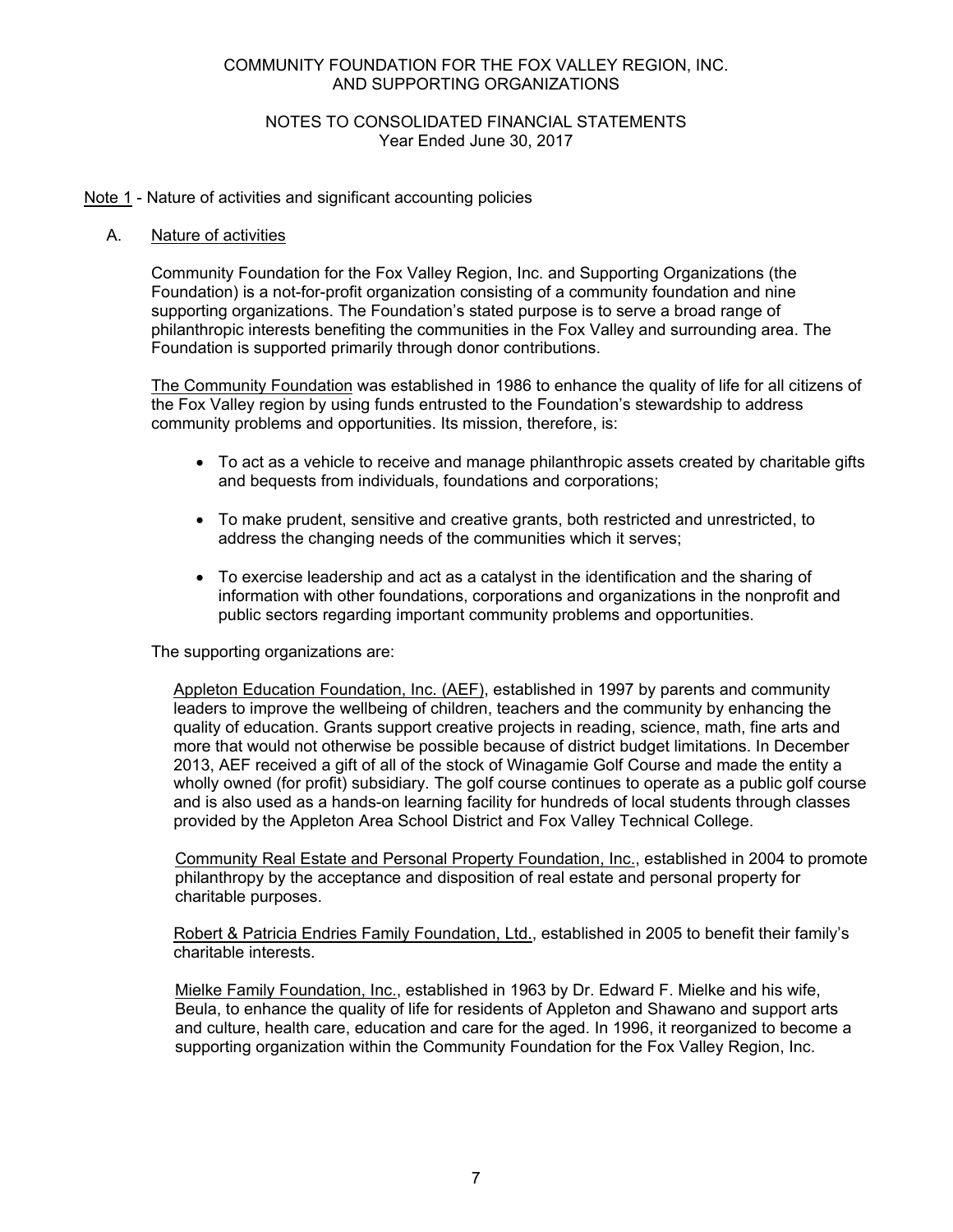# COMMUNITY FOUNDATION FOR THE FOX VALLEY REGION, INC. AND SUPPORTING ORGANIZATIONS

## NOTES TO CONSOLIDATED FINANCIAL STATEMENTS
Year Ended June 30, 2017

Note 1 - Nature of activities and significant accounting policies

A. Nature of activities

Community Foundation for the Fox Valley Region, Inc. and Supporting Organizations (the Foundation) is a not-for-profit organization consisting of a community foundation and nine supporting organizations. The Foundation's stated purpose is to serve a broad range of philanthropic interests benefiting the communities in the Fox Valley and surrounding area. The Foundation is supported primarily through donor contributions.

The Community Foundation was established in 1986 to enhance the quality of life for all citizens of the Fox Valley region by using funds entrusted to the Foundation's stewardship to address community problems and opportunities. Its mission, therefore, is:

- To act as a vehicle to receive and manage philanthropic assets created by charitable gifts and bequests from individuals, foundations and corporations;
- To make prudent, sensitive and creative grants, both restricted and unrestricted, to address the changing needs of the communities which it serves;
- To exercise leadership and act as a catalyst in the identification and the sharing of information with other foundations, corporations and organizations in the nonprofit and public sectors regarding important community problems and opportunities.

The supporting organizations are:

Appleton Education Foundation, Inc. (AEF), established in 1997 by parents and community leaders to improve the wellbeing of children, teachers and the community by enhancing the quality of education. Grants support creative projects in reading, science, math, fine arts and more that would not otherwise be possible because of district budget limitations. In December 2013, AEF received a gift of all of the stock of Winagamie Golf Course and made the entity a wholly owned (for profit) subsidiary. The golf course continues to operate as a public golf course and is also used as a hands-on learning facility for hundreds of local students through classes provided by the Appleton Area School District and Fox Valley Technical College.

Community Real Estate and Personal Property Foundation, Inc., established in 2004 to promote philanthropy by the acceptance and disposition of real estate and personal property for charitable purposes.

Robert & Patricia Endries Family Foundation, Ltd., established in 2005 to benefit their family's charitable interests.

Mielke Family Foundation, Inc., established in 1963 by Dr. Edward F. Mielke and his wife, Beula, to enhance the quality of life for residents of Appleton and Shawano and support arts and culture, health care, education and care for the aged. In 1996, it reorganized to become a supporting organization within the Community Foundation for the Fox Valley Region, Inc.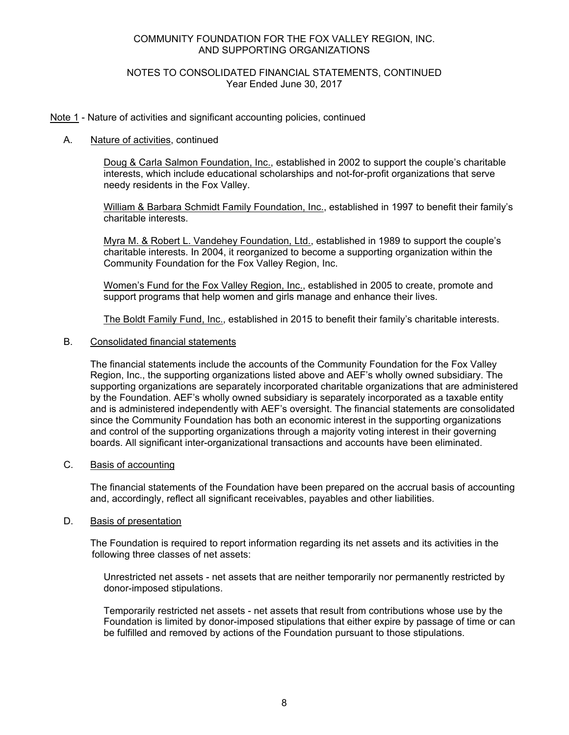Note 1 - Nature of activities and significant accounting policies, continued

A. Nature of activities, continued

Doug & Carla Salmon Foundation, Inc., established in 2002 to support the couple's charitable interests, which include educational scholarships and not-for-profit organizations that serve needy residents in the Fox Valley.

William & Barbara Schmidt Family Foundation, Inc., established in 1997 to benefit their family's charitable interests.

Myra M. & Robert L. Vandehey Foundation, Ltd., established in 1989 to support the couple's charitable interests. In 2004, it reorganized to become a supporting organization within the Community Foundation for the Fox Valley Region, Inc.

Women's Fund for the Fox Valley Region, Inc., established in 2005 to create, promote and support programs that help women and girls manage and enhance their lives.

The Boldt Family Fund, Inc., established in 2015 to benefit their family's charitable interests.

B. Consolidated financial statements

The financial statements include the accounts of the Community Foundation for the Fox Valley Region, Inc., the supporting organizations listed above and AEF's wholly owned subsidiary. The supporting organizations are separately incorporated charitable organizations that are administered by the Foundation. AEF's wholly owned subsidiary is separately incorporated as a taxable entity and is administered independently with AEF's oversight. The financial statements are consolidated since the Community Foundation has both an economic interest in the supporting organizations and control of the supporting organizations through a majority voting interest in their governing boards. All significant inter-organizational transactions and accounts have been eliminated.

C. Basis of accounting

The financial statements of the Foundation have been prepared on the accrual basis of accounting and, accordingly, reflect all significant receivables, payables and other liabilities.

D. Basis of presentation

The Foundation is required to report information regarding its net assets and its activities in the following three classes of net assets:

Unrestricted net assets - net assets that are neither temporarily nor permanently restricted by donor-imposed stipulations.

Temporarily restricted net assets - net assets that result from contributions whose use by the Foundation is limited by donor-imposed stipulations that either expire by passage of time or can be fulfilled and removed by actions of the Foundation pursuant to those stipulations.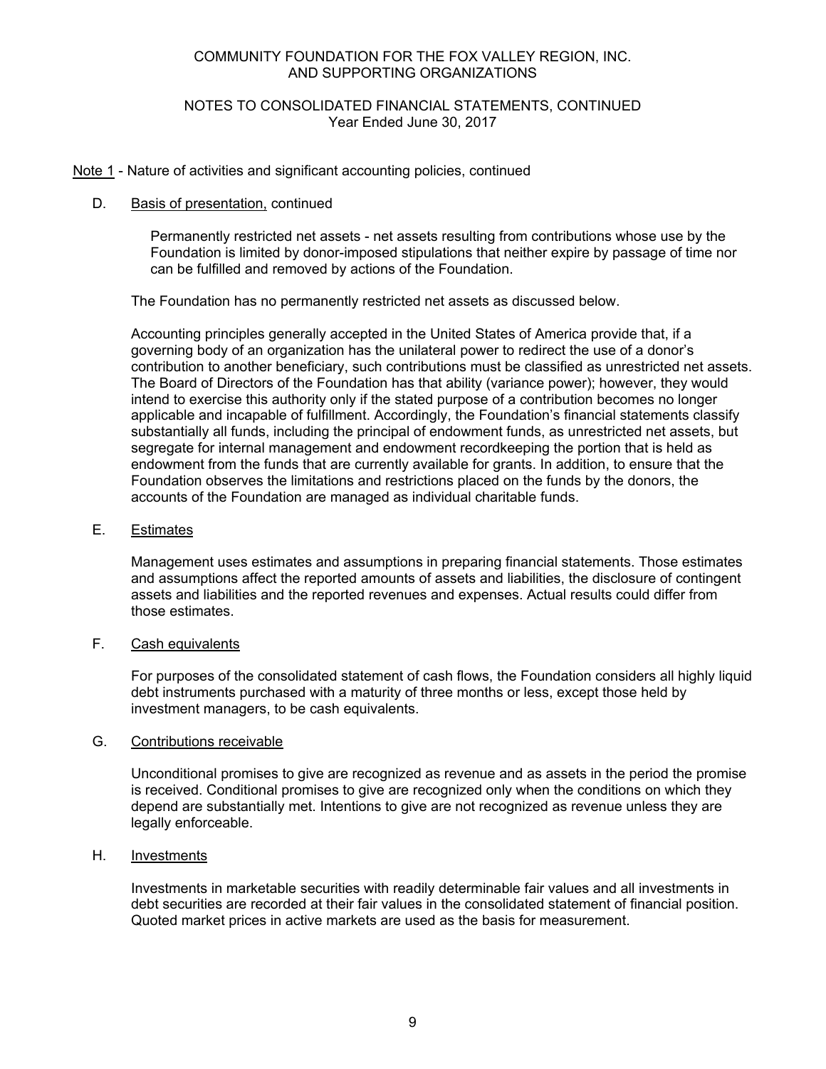Note 1 - Nature of activities and significant accounting policies, continued

D. Basis of presentation, continued

Permanently restricted net assets - net assets resulting from contributions whose use by the Foundation is limited by donor-imposed stipulations that neither expire by passage of time nor can be fulfilled and removed by actions of the Foundation.

The Foundation has no permanently restricted net assets as discussed below.

Accounting principles generally accepted in the United States of America provide that, if a governing body of an organization has the unilateral power to redirect the use of a donor's contribution to another beneficiary, such contributions must be classified as unrestricted net assets. The Board of Directors of the Foundation has that ability (variance power); however, they would intend to exercise this authority only if the stated purpose of a contribution becomes no longer applicable and incapable of fulfillment. Accordingly, the Foundation's financial statements classify substantially all funds, including the principal of endowment funds, as unrestricted net assets, but segregate for internal management and endowment recordkeeping the portion that is held as endowment from the funds that are currently available for grants. In addition, to ensure that the Foundation observes the limitations and restrictions placed on the funds by the donors, the accounts of the Foundation are managed as individual charitable funds.

E. Estimates

Management uses estimates and assumptions in preparing financial statements. Those estimates and assumptions affect the reported amounts of assets and liabilities, the disclosure of contingent assets and liabilities and the reported revenues and expenses. Actual results could differ from those estimates.

F. Cash equivalents

For purposes of the consolidated statement of cash flows, the Foundation considers all highly liquid debt instruments purchased with a maturity of three months or less, except those held by investment managers, to be cash equivalents.

G. Contributions receivable

Unconditional promises to give are recognized as revenue and as assets in the period the promise is received. Conditional promises to give are recognized only when the conditions on which they depend are substantially met. Intentions to give are not recognized as revenue unless they are legally enforceable.

H. Investments

Investments in marketable securities with readily determinable fair values and all investments in debt securities are recorded at their fair values in the consolidated statement of financial position. Quoted market prices in active markets are used as the basis for measurement.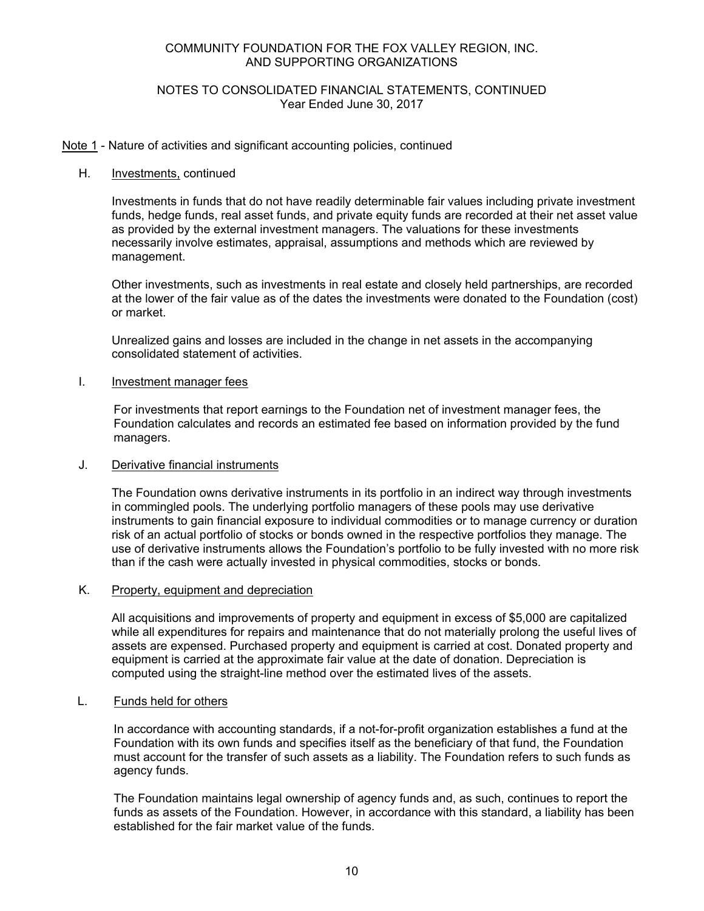## Note 1 - Nature of activities and significant accounting policies, continued

### H. Investments, continued

Investments in funds that do not have readily determinable fair values including private investment funds, hedge funds, real asset funds, and private equity funds are recorded at their net asset value as provided by the external investment managers. The valuations for these investments necessarily involve estimates, appraisal, assumptions and methods which are reviewed by management.

Other investments, such as investments in real estate and closely held partnerships, are recorded at the lower of the fair value as of the dates the investments were donated to the Foundation (cost) or market.

Unrealized gains and losses are included in the change in net assets in the accompanying consolidated statement of activities.

### I. Investment manager fees

For investments that report earnings to the Foundation net of investment manager fees, the Foundation calculates and records an estimated fee based on information provided by the fund managers.

### J. Derivative financial instruments

The Foundation owns derivative instruments in its portfolio in an indirect way through investments in commingled pools. The underlying portfolio managers of these pools may use derivative instruments to gain financial exposure to individual commodities or to manage currency or duration risk of an actual portfolio of stocks or bonds owned in the respective portfolios they manage. The use of derivative instruments allows the Foundation's portfolio to be fully invested with no more risk than if the cash were actually invested in physical commodities, stocks or bonds.

### K. Property, equipment and depreciation

All acquisitions and improvements of property and equipment in excess of $5,000 are capitalized while all expenditures for repairs and maintenance that do not materially prolong the useful lives of assets are expensed. Purchased property and equipment is carried at cost. Donated property and equipment is carried at the approximate fair value at the date of donation. Depreciation is computed using the straight-line method over the estimated lives of the assets.

### L. Funds held for others

In accordance with accounting standards, if a not-for-profit organization establishes a fund at the Foundation with its own funds and specifies itself as the beneficiary of that fund, the Foundation must account for the transfer of such assets as a liability. The Foundation refers to such funds as agency funds.

The Foundation maintains legal ownership of agency funds and, as such, continues to report the funds as assets of the Foundation. However, in accordance with this standard, a liability has been established for the fair market value of the funds.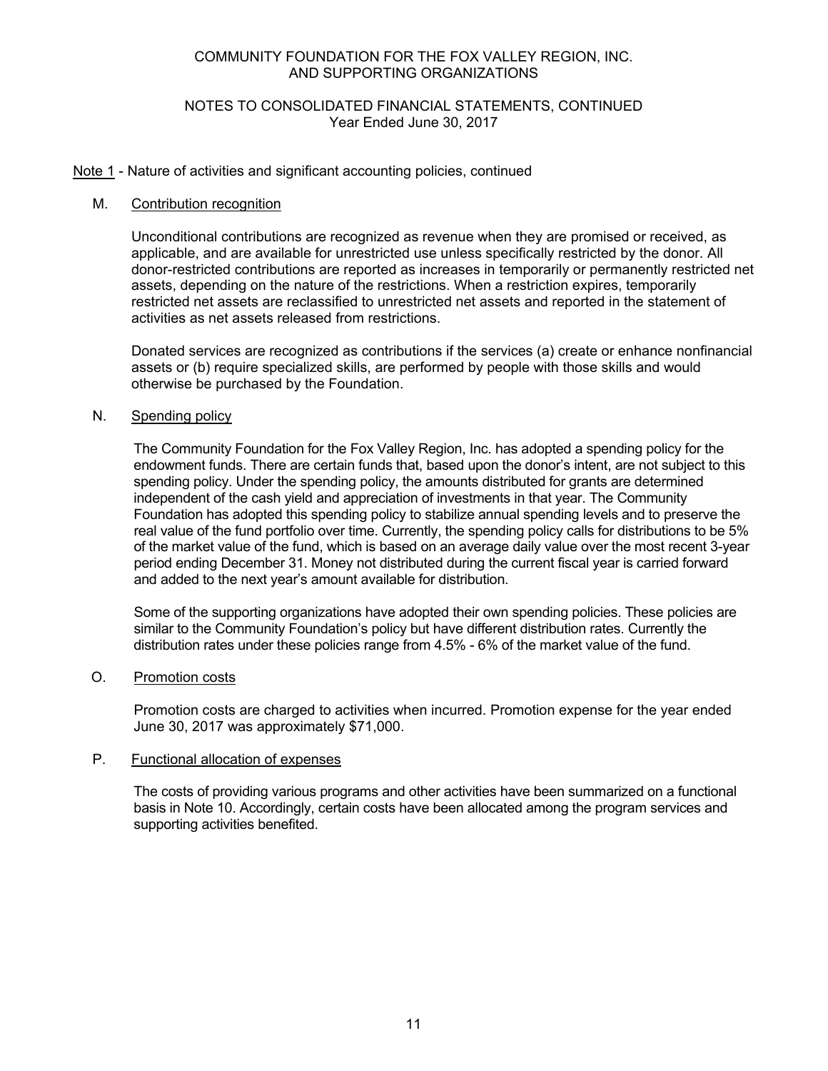## Note 1 - Nature of activities and significant accounting policies, continued

### M. Contribution recognition

Unconditional contributions are recognized as revenue when they are promised or received, as applicable, and are available for unrestricted use unless specifically restricted by the donor. All donor-restricted contributions are reported as increases in temporarily or permanently restricted net assets, depending on the nature of the restrictions. When a restriction expires, temporarily restricted net assets are reclassified to unrestricted net assets and reported in the statement of activities as net assets released from restrictions.

Donated services are recognized as contributions if the services (a) create or enhance nonfinancial assets or (b) require specialized skills, are performed by people with those skills and would otherwise be purchased by the Foundation.

### N. Spending policy

The Community Foundation for the Fox Valley Region, Inc. has adopted a spending policy for the endowment funds. There are certain funds that, based upon the donor's intent, are not subject to this spending policy. Under the spending policy, the amounts distributed for grants are determined independent of the cash yield and appreciation of investments in that year. The Community Foundation has adopted this spending policy to stabilize annual spending levels and to preserve the real value of the fund portfolio over time. Currently, the spending policy calls for distributions to be 5% of the market value of the fund, which is based on an average daily value over the most recent 3-year period ending December 31. Money not distributed during the current fiscal year is carried forward and added to the next year's amount available for distribution.

Some of the supporting organizations have adopted their own spending policies. These policies are similar to the Community Foundation's policy but have different distribution rates. Currently the distribution rates under these policies range from 4.5% - 6% of the market value of the fund.

### O. Promotion costs

Promotion costs are charged to activities when incurred. Promotion expense for the year ended June 30, 2017 was approximately $71,000.

### P. Functional allocation of expenses

The costs of providing various programs and other activities have been summarized on a functional basis in Note 10. Accordingly, certain costs have been allocated among the program services and supporting activities benefited.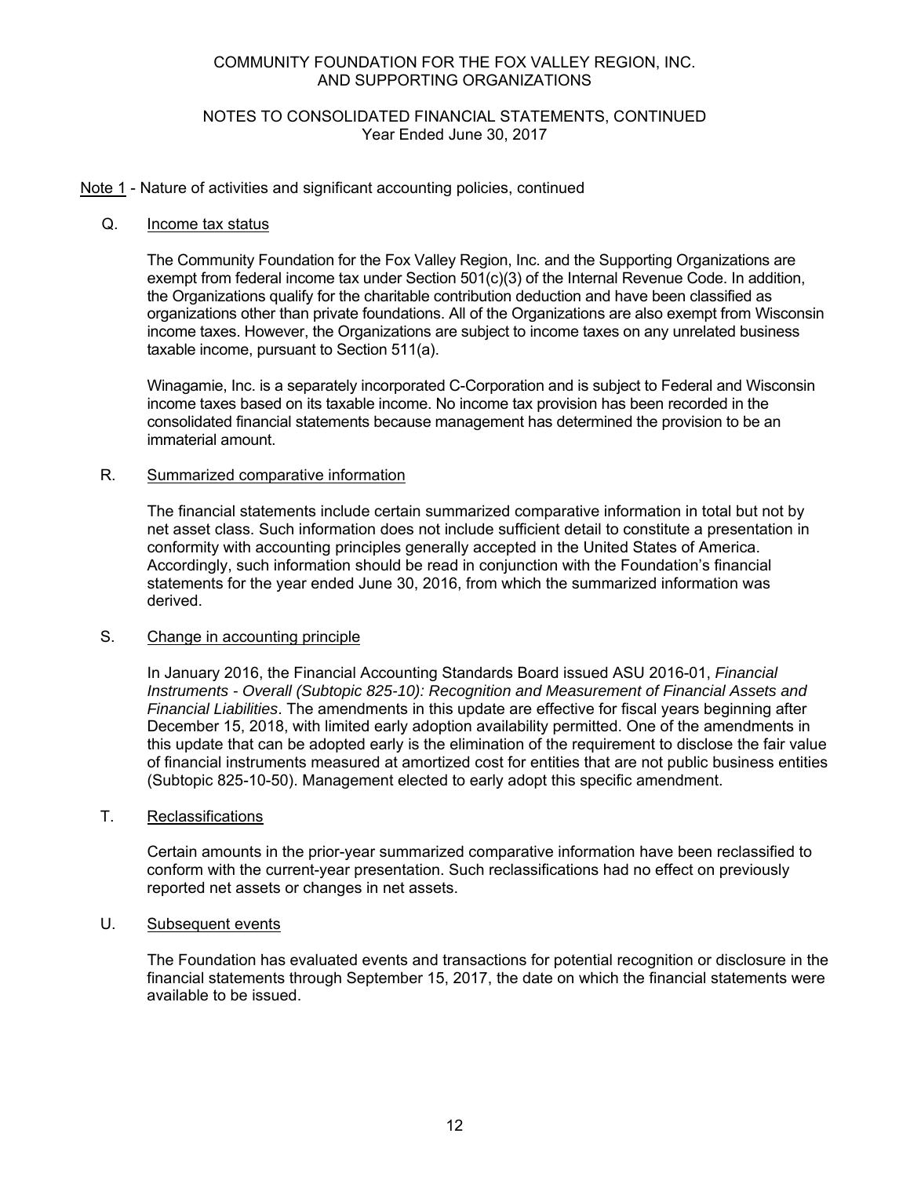Note 1 - Nature of activities and significant accounting policies, continued

Q. Income tax status

The Community Foundation for the Fox Valley Region, Inc. and the Supporting Organizations are exempt from federal income tax under Section 501(c)(3) of the Internal Revenue Code. In addition, the Organizations qualify for the charitable contribution deduction and have been classified as organizations other than private foundations. All of the Organizations are also exempt from Wisconsin income taxes. However, the Organizations are subject to income taxes on any unrelated business taxable income, pursuant to Section 511(a).

Winagamie, Inc. is a separately incorporated C-Corporation and is subject to Federal and Wisconsin income taxes based on its taxable income. No income tax provision has been recorded in the consolidated financial statements because management has determined the provision to be an immaterial amount.

R. Summarized comparative information

The financial statements include certain summarized comparative information in total but not by net asset class. Such information does not include sufficient detail to constitute a presentation in conformity with accounting principles generally accepted in the United States of America. Accordingly, such information should be read in conjunction with the Foundation's financial statements for the year ended June 30, 2016, from which the summarized information was derived.

S. Change in accounting principle

In January 2016, the Financial Accounting Standards Board issued ASU 2016-01, *Financial Instruments - Overall (Subtopic 825-10): Recognition and Measurement of Financial Assets and Financial Liabilities*. The amendments in this update are effective for fiscal years beginning after December 15, 2018, with limited early adoption availability permitted. One of the amendments in this update that can be adopted early is the elimination of the requirement to disclose the fair value of financial instruments measured at amortized cost for entities that are not public business entities (Subtopic 825-10-50). Management elected to early adopt this specific amendment.

T. Reclassifications

Certain amounts in the prior-year summarized comparative information have been reclassified to conform with the current-year presentation. Such reclassifications had no effect on previously reported net assets or changes in net assets.

U. Subsequent events

The Foundation has evaluated events and transactions for potential recognition or disclosure in the financial statements through September 15, 2017, the date on which the financial statements were available to be issued.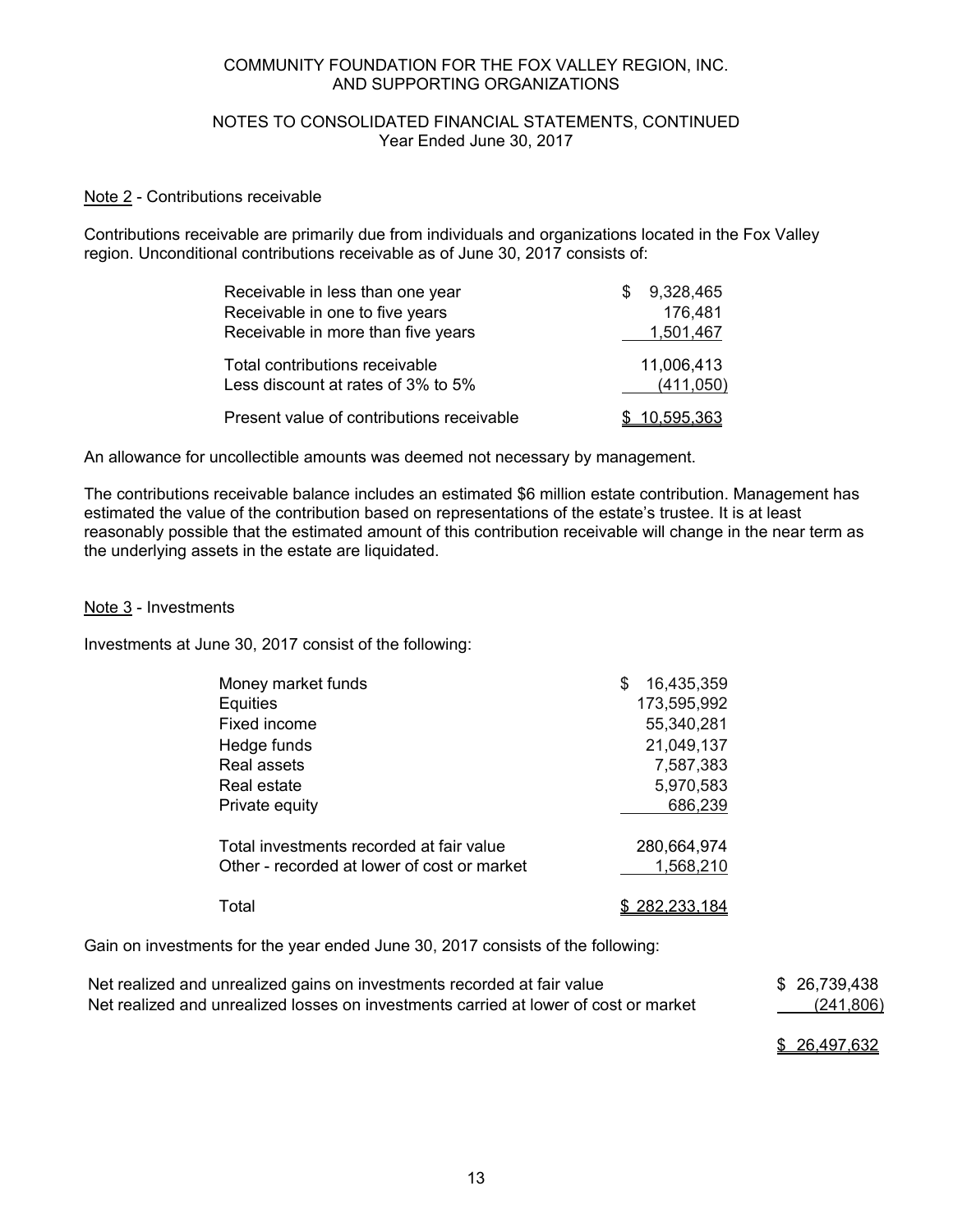COMMUNITY FOUNDATION FOR THE FOX VALLEY REGION, INC.
AND SUPPORTING ORGANIZATIONS

NOTES TO CONSOLIDATED FINANCIAL STATEMENTS, CONTINUED
Year Ended June 30, 2017

Note 2 - Contributions receivable

Contributions receivable are primarily due from individuals and organizations located in the Fox Valley region. Unconditional contributions receivable as of June 30, 2017 consists of:

| | |
|---|---|
| Receivable in less than one year | $ 9,328,465 |
| Receivable in one to five years | 176,481 |
| Receivable in more than five years | 1,501,467 |
| Total contributions receivable | 11,006,413 |
| Less discount at rates of 3% to 5% | (411,050) |
| Present value of contributions receivable | $ 10,595,363 |

An allowance for uncollectible amounts was deemed not necessary by management.

The contributions receivable balance includes an estimated $6 million estate contribution. Management has estimated the value of the contribution based on representations of the estate's trustee. It is at least reasonably possible that the estimated amount of this contribution receivable will change in the near term as the underlying assets in the estate are liquidated.

Note 3 - Investments

Investments at June 30, 2017 consist of the following:

| | |
|---|---|
| Money market funds | $ 16,435,359 |
| Equities | 173,595,992 |
| Fixed income | 55,340,281 |
| Hedge funds | 21,049,137 |
| Real assets | 7,587,383 |
| Real estate | 5,970,583 |
| Private equity | 686,239 |
| Total investments recorded at fair value | 280,664,974 |
| Other - recorded at lower of cost or market | 1,568,210 |
| Total | $ 282,233,184 |

Gain on investments for the year ended June 30, 2017 consists of the following:

| | |
|---|---|
| Net realized and unrealized gains on investments recorded at fair value | $ 26,739,438 |
| Net realized and unrealized losses on investments carried at lower of cost or market | (241,806) |
| | $ 26,497,632 |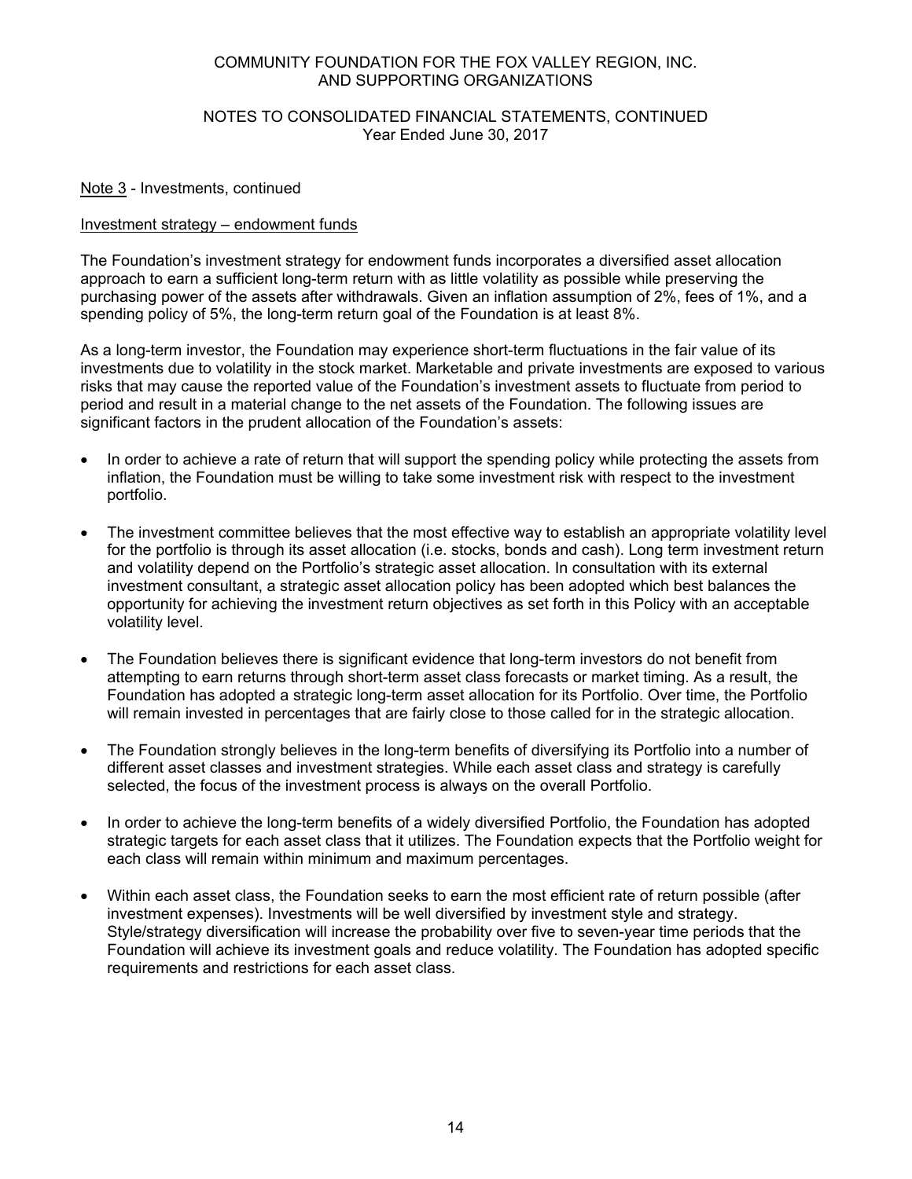Note 3 - Investments, continued

Investment strategy – endowment funds

The Foundation's investment strategy for endowment funds incorporates a diversified asset allocation approach to earn a sufficient long-term return with as little volatility as possible while preserving the purchasing power of the assets after withdrawals. Given an inflation assumption of 2%, fees of 1%, and a spending policy of 5%, the long-term return goal of the Foundation is at least 8%.

As a long-term investor, the Foundation may experience short-term fluctuations in the fair value of its investments due to volatility in the stock market. Marketable and private investments are exposed to various risks that may cause the reported value of the Foundation's investment assets to fluctuate from period to period and result in a material change to the net assets of the Foundation. The following issues are significant factors in the prudent allocation of the Foundation's assets:

- In order to achieve a rate of return that will support the spending policy while protecting the assets from inflation, the Foundation must be willing to take some investment risk with respect to the investment portfolio.

- The investment committee believes that the most effective way to establish an appropriate volatility level for the portfolio is through its asset allocation (i.e. stocks, bonds and cash). Long term investment return and volatility depend on the Portfolio's strategic asset allocation. In consultation with its external investment consultant, a strategic asset allocation policy has been adopted which best balances the opportunity for achieving the investment return objectives as set forth in this Policy with an acceptable volatility level.

- The Foundation believes there is significant evidence that long-term investors do not benefit from attempting to earn returns through short-term asset class forecasts or market timing. As a result, the Foundation has adopted a strategic long-term asset allocation for its Portfolio. Over time, the Portfolio will remain invested in percentages that are fairly close to those called for in the strategic allocation.

- The Foundation strongly believes in the long-term benefits of diversifying its Portfolio into a number of different asset classes and investment strategies. While each asset class and strategy is carefully selected, the focus of the investment process is always on the overall Portfolio.

- In order to achieve the long-term benefits of a widely diversified Portfolio, the Foundation has adopted strategic targets for each asset class that it utilizes. The Foundation expects that the Portfolio weight for each class will remain within minimum and maximum percentages.

- Within each asset class, the Foundation seeks to earn the most efficient rate of return possible (after investment expenses). Investments will be well diversified by investment style and strategy. Style/strategy diversification will increase the probability over five to seven-year time periods that the Foundation will achieve its investment goals and reduce volatility. The Foundation has adopted specific requirements and restrictions for each asset class.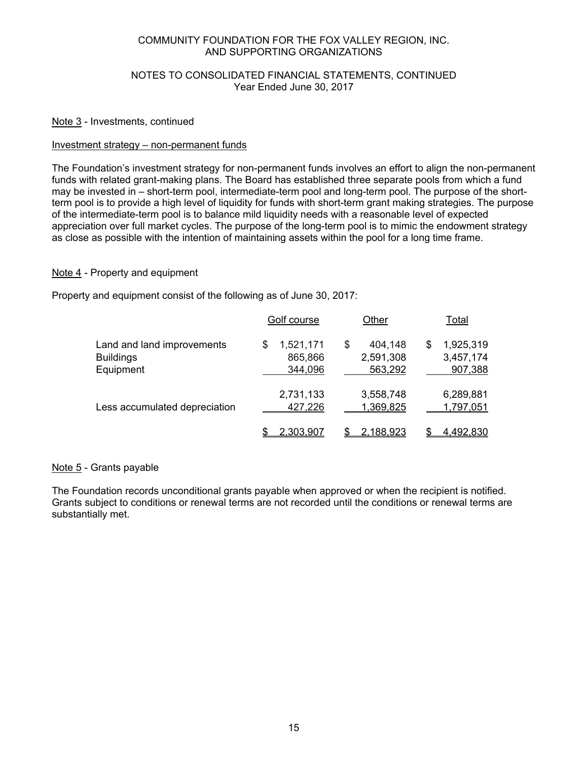Note 3 - Investments, continued

Investment strategy – non-permanent funds

The Foundation's investment strategy for non-permanent funds involves an effort to align the non-permanent funds with related grant-making plans. The Board has established three separate pools from which a fund may be invested in – short-term pool, intermediate-term pool and long-term pool. The purpose of the short-term pool is to provide a high level of liquidity for funds with short-term grant making strategies. The purpose of the intermediate-term pool is to balance mild liquidity needs with a reasonable level of expected appreciation over full market cycles. The purpose of the long-term pool is to mimic the endowment strategy as close as possible with the intention of maintaining assets within the pool for a long time frame.

Note 4 - Property and equipment

Property and equipment consist of the following as of June 30, 2017:

| | Golf course | Other | Total |
|---|---|---|---|
| Land and land improvements | $ 1,521,171 | $ 404,148 | $ 1,925,319 |
| Buildings | 865,866 | 2,591,308 | 3,457,174 |
| Equipment | 344,096 | 563,292 | 907,388 |
| | 2,731,133 | 3,558,748 | 6,289,881 |
| Less accumulated depreciation | 427,226 | 1,369,825 | 1,797,051 |
| | $ 2,303,907 | $ 2,188,923 | $ 4,492,830 |

Note 5 - Grants payable

The Foundation records unconditional grants payable when approved or when the recipient is notified. Grants subject to conditions or renewal terms are not recorded until the conditions or renewal terms are substantially met.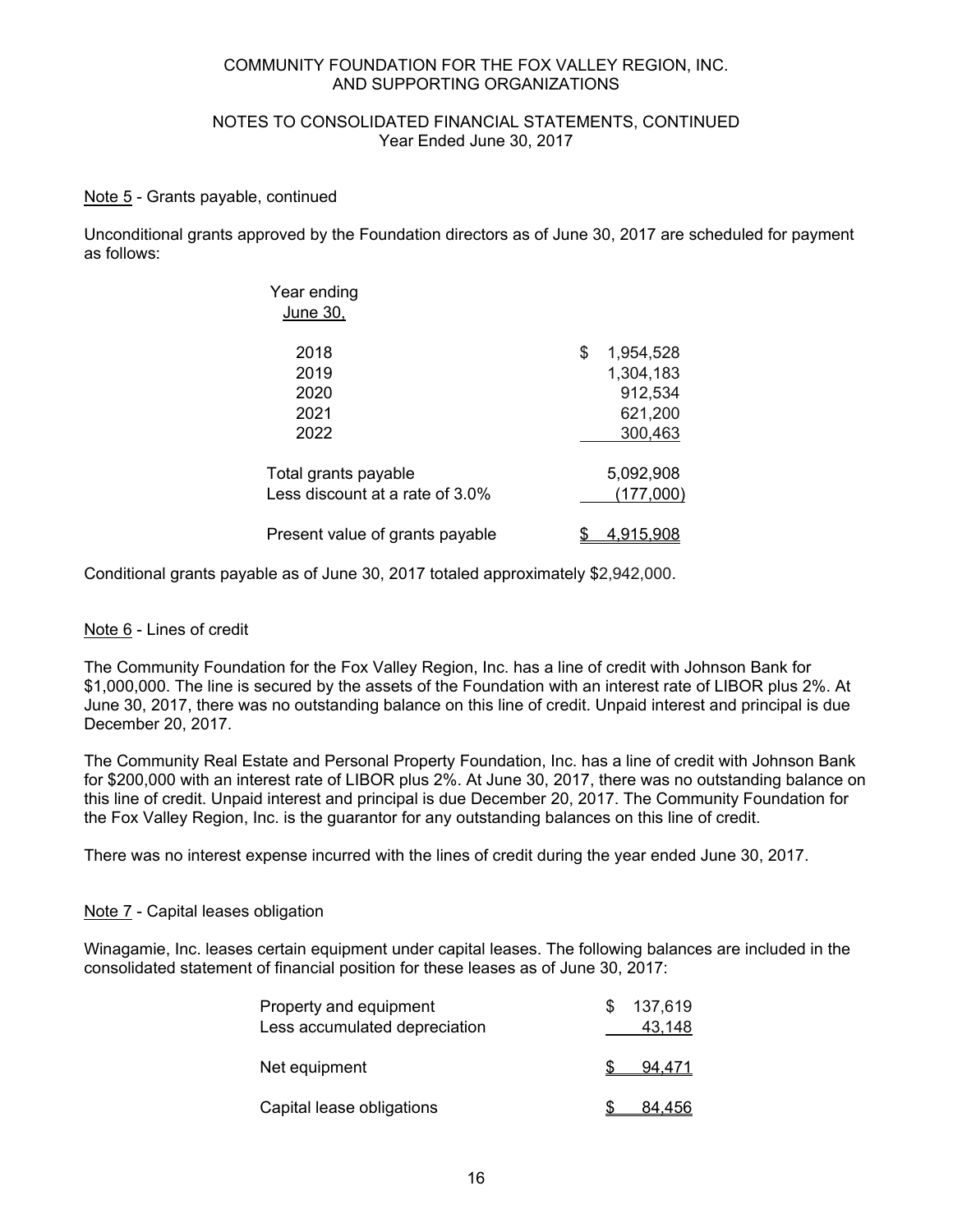## Note 5 - Grants payable, continued

Unconditional grants approved by the Foundation directors as of June 30, 2017 are scheduled for payment as follows:

| Year ending June 30, | |
|---|---|
| 2018 | $ 1,954,528 |
| 2019 | 1,304,183 |
| 2020 | 912,534 |
| 2021 | 621,200 |
| 2022 | 300,463 |
| Total grants payable | 5,092,908 |
| Less discount at a rate of 3.0% | (177,000) |
| Present value of grants payable | $ 4,915,908 |

Conditional grants payable as of June 30, 2017 totaled approximately $2,942,000.

## Note 6 - Lines of credit

The Community Foundation for the Fox Valley Region, Inc. has a line of credit with Johnson Bank for $1,000,000. The line is secured by the assets of the Foundation with an interest rate of LIBOR plus 2%. At June 30, 2017, there was no outstanding balance on this line of credit. Unpaid interest and principal is due December 20, 2017.

The Community Real Estate and Personal Property Foundation, Inc. has a line of credit with Johnson Bank for $200,000 with an interest rate of LIBOR plus 2%. At June 30, 2017, there was no outstanding balance on this line of credit. Unpaid interest and principal is due December 20, 2017. The Community Foundation for the Fox Valley Region, Inc. is the guarantor for any outstanding balances on this line of credit.

There was no interest expense incurred with the lines of credit during the year ended June 30, 2017.

## Note 7 - Capital leases obligation

Winagamie, Inc. leases certain equipment under capital leases. The following balances are included in the consolidated statement of financial position for these leases as of June 30, 2017:

| | |
|---|---|
| Property and equipment | $ 137,619 |
| Less accumulated depreciation | 43,148 |
| Net equipment | $ 94,471 |
| Capital lease obligations | $ 84,456 |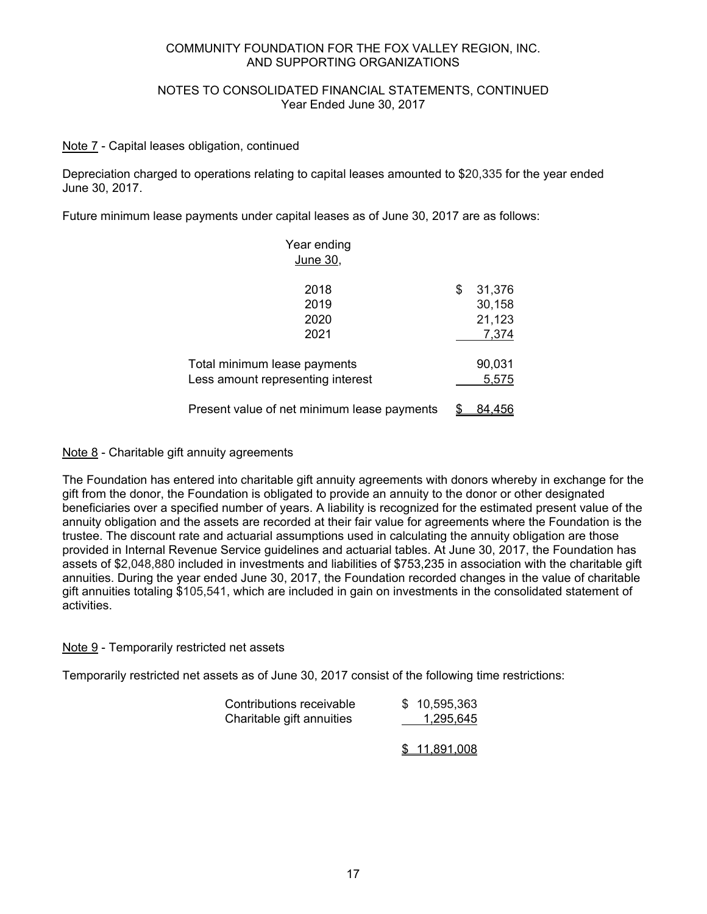COMMUNITY FOUNDATION FOR THE FOX VALLEY REGION, INC.
AND SUPPORTING ORGANIZATIONS

NOTES TO CONSOLIDATED FINANCIAL STATEMENTS, CONTINUED
Year Ended June 30, 2017

Note 7 - Capital leases obligation, continued

Depreciation charged to operations relating to capital leases amounted to $20,335 for the year ended June 30, 2017.

Future minimum lease payments under capital leases as of June 30, 2017 are as follows:

| Year ending June 30, | |
|---|---|
| 2018 | $ 31,376 |
| 2019 | 30,158 |
| 2020 | 21,123 |
| 2021 | 7,374 |
| Total minimum lease payments | 90,031 |
| Less amount representing interest | 5,575 |
| Present value of net minimum lease payments | $ 84,456 |

Note 8 - Charitable gift annuity agreements

The Foundation has entered into charitable gift annuity agreements with donors whereby in exchange for the gift from the donor, the Foundation is obligated to provide an annuity to the donor or other designated beneficiaries over a specified number of years. A liability is recognized for the estimated present value of the annuity obligation and the assets are recorded at their fair value for agreements where the Foundation is the trustee. The discount rate and actuarial assumptions used in calculating the annuity obligation are those provided in Internal Revenue Service guidelines and actuarial tables. At June 30, 2017, the Foundation has assets of $2,048,880 included in investments and liabilities of $753,235 in association with the charitable gift annuities. During the year ended June 30, 2017, the Foundation recorded changes in the value of charitable gift annuities totaling $105,541, which are included in gain on investments in the consolidated statement of activities.

Note 9 - Temporarily restricted net assets

Temporarily restricted net assets as of June 30, 2017 consist of the following time restrictions:

| | |
|---|---|
| Contributions receivable | $ 10,595,363 |
| Charitable gift annuities | 1,295,645 |
| | $ 11,891,008 |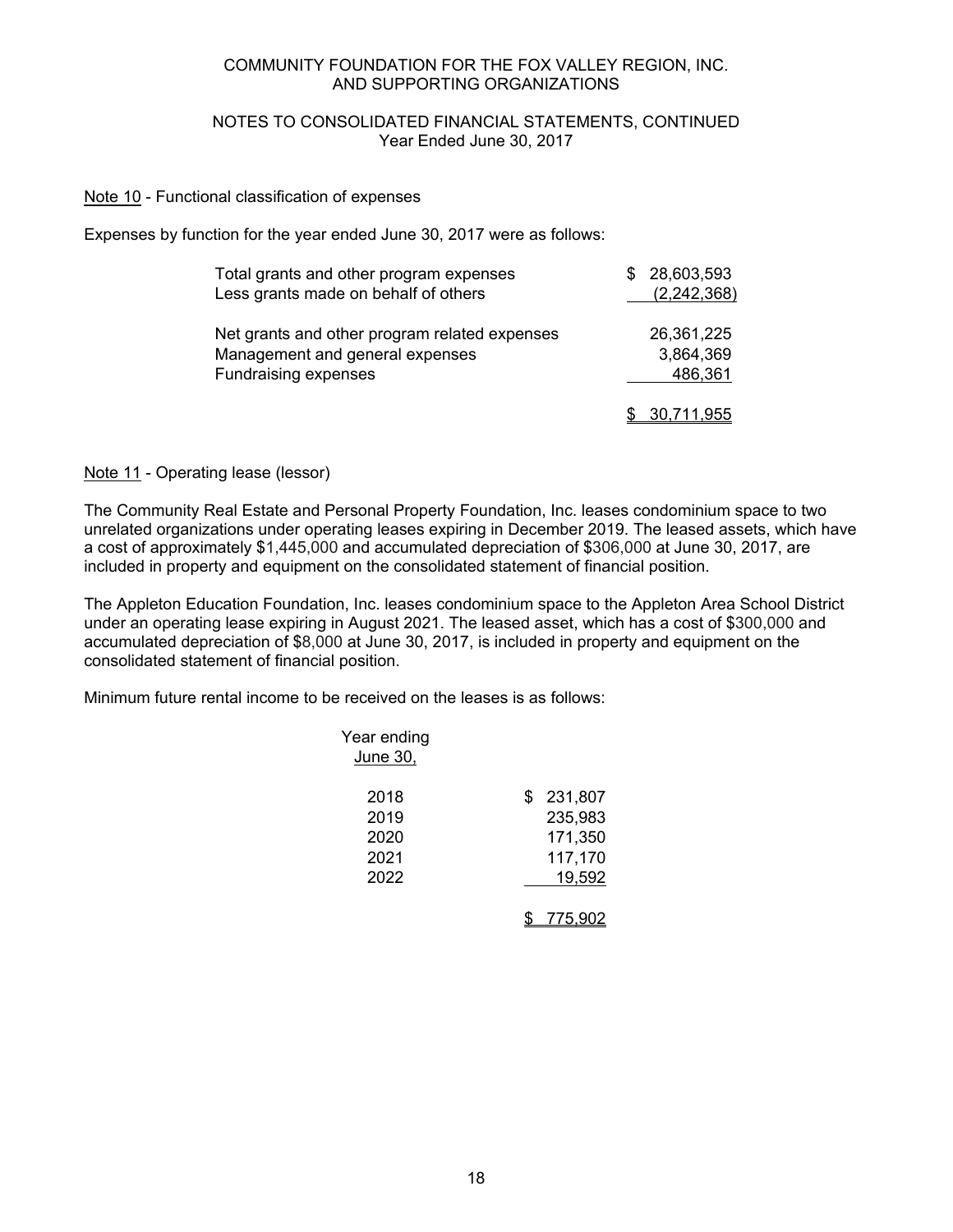COMMUNITY FOUNDATION FOR THE FOX VALLEY REGION, INC.
AND SUPPORTING ORGANIZATIONS

NOTES TO CONSOLIDATED FINANCIAL STATEMENTS, CONTINUED
Year Ended June 30, 2017

Note 10 - Functional classification of expenses

Expenses by function for the year ended June 30, 2017 were as follows:

| | |
|---|---|
| Total grants and other program expenses | $ 28,603,593 |
| Less grants made on behalf of others | (2,242,368) |
| Net grants and other program related expenses | 26,361,225 |
| Management and general expenses | 3,864,369 |
| Fundraising expenses | 486,361 |
| | $ 30,711,955 |

Note 11 - Operating lease (lessor)

The Community Real Estate and Personal Property Foundation, Inc. leases condominium space to two unrelated organizations under operating leases expiring in December 2019. The leased assets, which have a cost of approximately $1,445,000 and accumulated depreciation of $306,000 at June 30, 2017, are included in property and equipment on the consolidated statement of financial position.

The Appleton Education Foundation, Inc. leases condominium space to the Appleton Area School District under an operating lease expiring in August 2021. The leased asset, which has a cost of $300,000 and accumulated depreciation of $8,000 at June 30, 2017, is included in property and equipment on the consolidated statement of financial position.

Minimum future rental income to be received on the leases is as follows:

| Year ending June 30, | |
|---|---|
| 2018 | $ 231,807 |
| 2019 | 235,983 |
| 2020 | 171,350 |
| 2021 | 117,170 |
| 2022 | 19,592 |
| | $ 775,902 |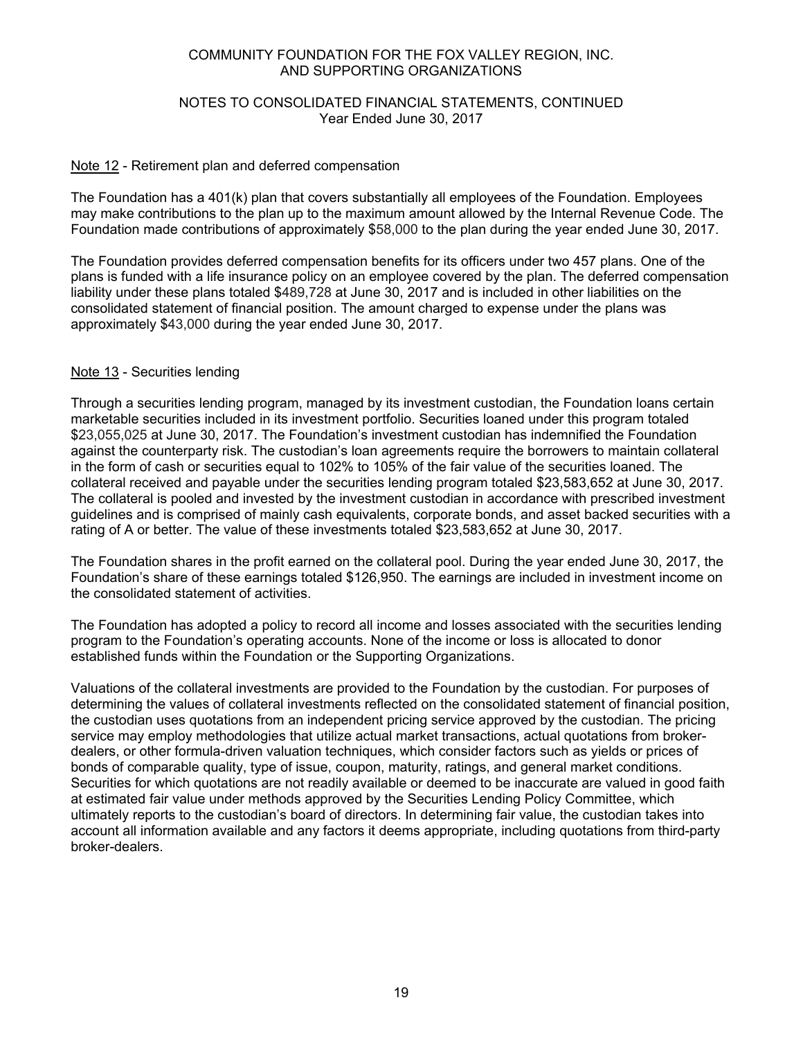COMMUNITY FOUNDATION FOR THE FOX VALLEY REGION, INC.
AND SUPPORTING ORGANIZATIONS

NOTES TO CONSOLIDATED FINANCIAL STATEMENTS, CONTINUED
Year Ended June 30, 2017

Note 12 - Retirement plan and deferred compensation

The Foundation has a 401(k) plan that covers substantially all employees of the Foundation. Employees may make contributions to the plan up to the maximum amount allowed by the Internal Revenue Code. The Foundation made contributions of approximately $58,000 to the plan during the year ended June 30, 2017.

The Foundation provides deferred compensation benefits for its officers under two 457 plans. One of the plans is funded with a life insurance policy on an employee covered by the plan. The deferred compensation liability under these plans totaled $489,728 at June 30, 2017 and is included in other liabilities on the consolidated statement of financial position. The amount charged to expense under the plans was approximately $43,000 during the year ended June 30, 2017.

Note 13 - Securities lending

Through a securities lending program, managed by its investment custodian, the Foundation loans certain marketable securities included in its investment portfolio. Securities loaned under this program totaled $23,055,025 at June 30, 2017. The Foundation's investment custodian has indemnified the Foundation against the counterparty risk. The custodian's loan agreements require the borrowers to maintain collateral in the form of cash or securities equal to 102% to 105% of the fair value of the securities loaned. The collateral received and payable under the securities lending program totaled $23,583,652 at June 30, 2017. The collateral is pooled and invested by the investment custodian in accordance with prescribed investment guidelines and is comprised of mainly cash equivalents, corporate bonds, and asset backed securities with a rating of A or better. The value of these investments totaled $23,583,652 at June 30, 2017.

The Foundation shares in the profit earned on the collateral pool. During the year ended June 30, 2017, the Foundation's share of these earnings totaled $126,950. The earnings are included in investment income on the consolidated statement of activities.

The Foundation has adopted a policy to record all income and losses associated with the securities lending program to the Foundation's operating accounts. None of the income or loss is allocated to donor established funds within the Foundation or the Supporting Organizations.

Valuations of the collateral investments are provided to the Foundation by the custodian. For purposes of determining the values of collateral investments reflected on the consolidated statement of financial position, the custodian uses quotations from an independent pricing service approved by the custodian. The pricing service may employ methodologies that utilize actual market transactions, actual quotations from broker-dealers, or other formula-driven valuation techniques, which consider factors such as yields or prices of bonds of comparable quality, type of issue, coupon, maturity, ratings, and general market conditions. Securities for which quotations are not readily available or deemed to be inaccurate are valued in good faith at estimated fair value under methods approved by the Securities Lending Policy Committee, which ultimately reports to the custodian's board of directors. In determining fair value, the custodian takes into account all information available and any factors it deems appropriate, including quotations from third-party broker-dealers.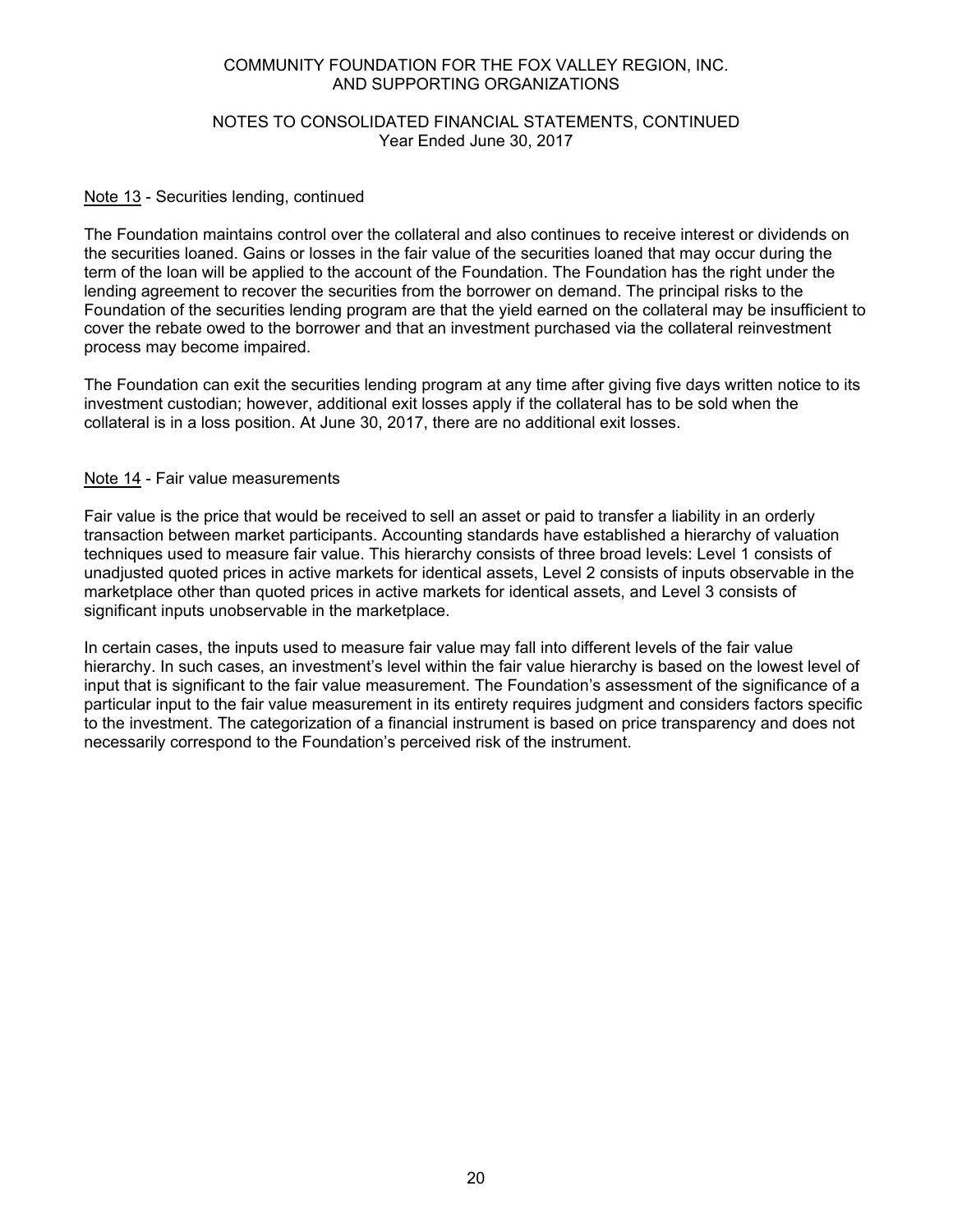Note 13 - Securities lending, continued

The Foundation maintains control over the collateral and also continues to receive interest or dividends on the securities loaned. Gains or losses in the fair value of the securities loaned that may occur during the term of the loan will be applied to the account of the Foundation. The Foundation has the right under the lending agreement to recover the securities from the borrower on demand. The principal risks to the Foundation of the securities lending program are that the yield earned on the collateral may be insufficient to cover the rebate owed to the borrower and that an investment purchased via the collateral reinvestment process may become impaired.

The Foundation can exit the securities lending program at any time after giving five days written notice to its investment custodian; however, additional exit losses apply if the collateral has to be sold when the collateral is in a loss position. At June 30, 2017, there are no additional exit losses.

Note 14 - Fair value measurements

Fair value is the price that would be received to sell an asset or paid to transfer a liability in an orderly transaction between market participants. Accounting standards have established a hierarchy of valuation techniques used to measure fair value. This hierarchy consists of three broad levels: Level 1 consists of unadjusted quoted prices in active markets for identical assets, Level 2 consists of inputs observable in the marketplace other than quoted prices in active markets for identical assets, and Level 3 consists of significant inputs unobservable in the marketplace.

In certain cases, the inputs used to measure fair value may fall into different levels of the fair value hierarchy. In such cases, an investment's level within the fair value hierarchy is based on the lowest level of input that is significant to the fair value measurement. The Foundation's assessment of the significance of a particular input to the fair value measurement in its entirety requires judgment and considers factors specific to the investment. The categorization of a financial instrument is based on price transparency and does not necessarily correspond to the Foundation's perceived risk of the instrument.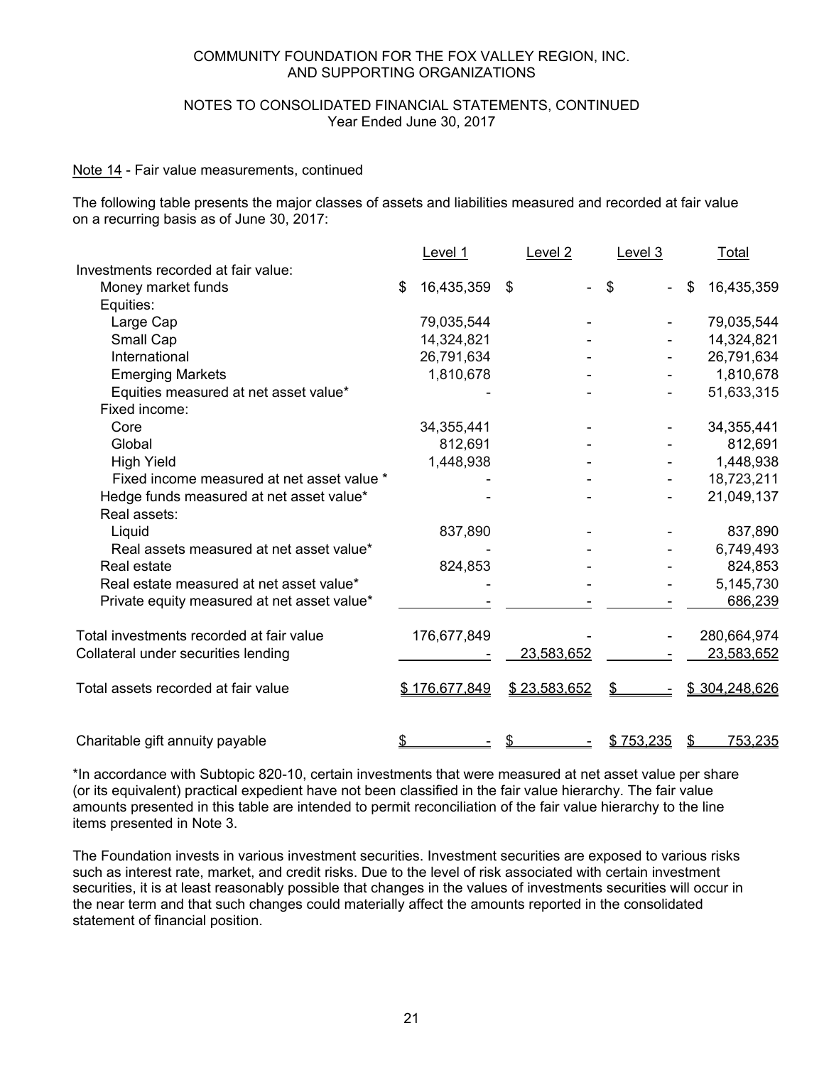COMMUNITY FOUNDATION FOR THE FOX VALLEY REGION, INC.
AND SUPPORTING ORGANIZATIONS

NOTES TO CONSOLIDATED FINANCIAL STATEMENTS, CONTINUED
Year Ended June 30, 2017

Note 14 - Fair value measurements, continued

The following table presents the major classes of assets and liabilities measured and recorded at fair value on a recurring basis as of June 30, 2017:

| | Level 1 | Level 2 | Level 3 | Total |
|---|---|---|---|---|
| Investments recorded at fair value: | | | | |
| Money market funds | $ 16,435,359 | $ - | $ - | $ 16,435,359 |
| Equities: | | | | |
| Large Cap | 79,035,544 | - | - | 79,035,544 |
| Small Cap | 14,324,821 | - | - | 14,324,821 |
| International | 26,791,634 | - | - | 26,791,634 |
| Emerging Markets | 1,810,678 | - | - | 1,810,678 |
| Equities measured at net asset value* | - | - | - | 51,633,315 |
| Fixed income: | | | | |
| Core | 34,355,441 | - | - | 34,355,441 |
| Global | 812,691 | - | - | 812,691 |
| High Yield | 1,448,938 | - | - | 1,448,938 |
| Fixed income measured at net asset value * | - | - | - | 18,723,211 |
| Hedge funds measured at net asset value* | - | - | - | 21,049,137 |
| Real assets: | | | | |
| Liquid | 837,890 | - | - | 837,890 |
| Real assets measured at net asset value* | - | - | - | 6,749,493 |
| Real estate | 824,853 | - | - | 824,853 |
| Real estate measured at net asset value* | - | - | - | 5,145,730 |
| Private equity measured at net asset value* | - | - | - | 686,239 |
| Total investments recorded at fair value | 176,677,849 | - | - | 280,664,974 |
| Collateral under securities lending | - | 23,583,652 | - | 23,583,652 |
| Total assets recorded at fair value | $ 176,677,849 | $ 23,583,652 | $ - | $ 304,248,626 |
| Charitable gift annuity payable | $ - | $ - | $ 753,235 | $ 753,235 |

*In accordance with Subtopic 820-10, certain investments that were measured at net asset value per share (or its equivalent) practical expedient have not been classified in the fair value hierarchy. The fair value amounts presented in this table are intended to permit reconciliation of the fair value hierarchy to the line items presented in Note 3.

The Foundation invests in various investment securities. Investment securities are exposed to various risks such as interest rate, market, and credit risks. Due to the level of risk associated with certain investment securities, it is at least reasonably possible that changes in the values of investments securities will occur in the near term and that such changes could materially affect the amounts reported in the consolidated statement of financial position.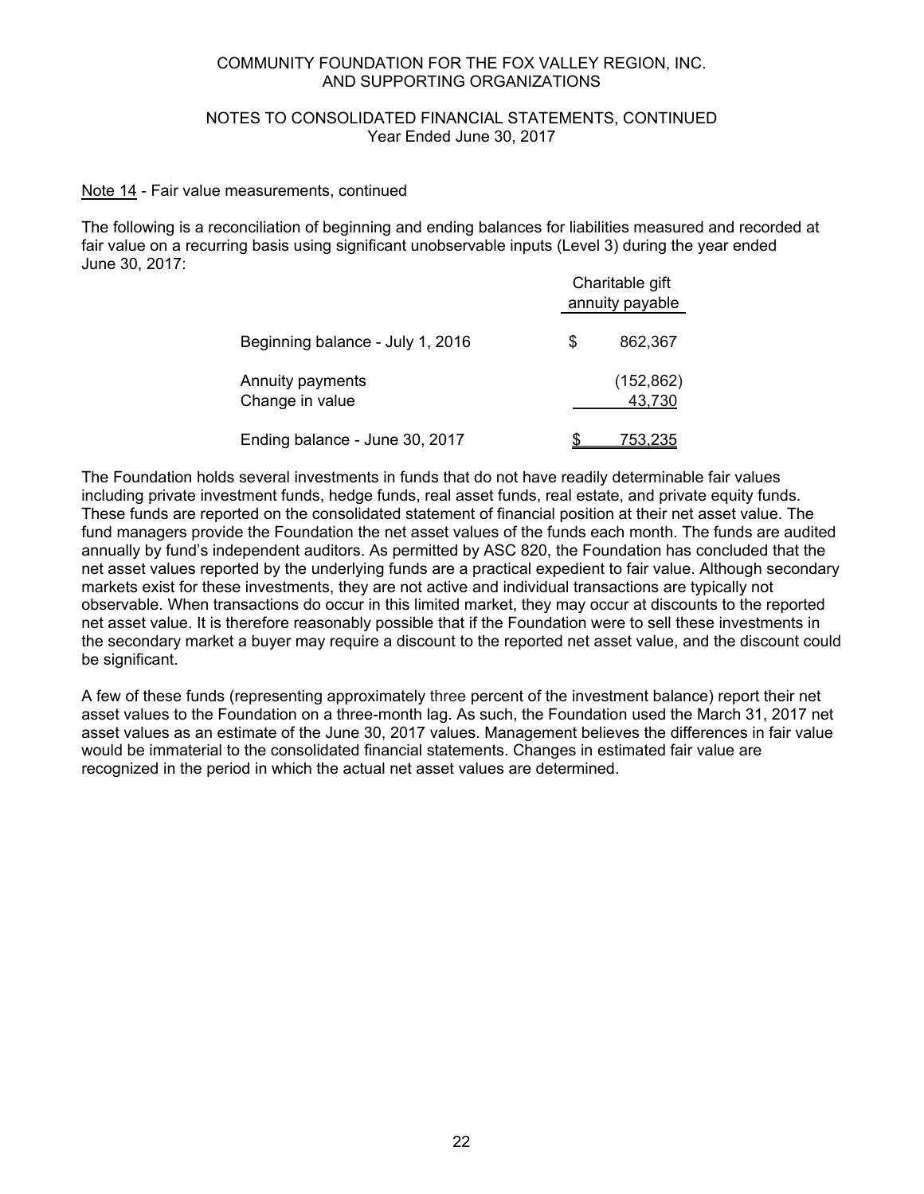Note 14 - Fair value measurements, continued

The following is a reconciliation of beginning and ending balances for liabilities measured and recorded at fair value on a recurring basis using significant unobservable inputs (Level 3) during the year ended June 30, 2017:

| | Charitable gift annuity payable |
|---|---|
| Beginning balance - July 1, 2016 | $ 862,367 |
| Annuity payments | (152,862) |
| Change in value | 43,730 |
| Ending balance - June 30, 2017 | $ 753,235 |

The Foundation holds several investments in funds that do not have readily determinable fair values including private investment funds, hedge funds, real asset funds, real estate, and private equity funds. These funds are reported on the consolidated statement of financial position at their net asset value. The fund managers provide the Foundation the net asset values of the funds each month. The funds are audited annually by fund's independent auditors. As permitted by ASC 820, the Foundation has concluded that the net asset values reported by the underlying funds are a practical expedient to fair value. Although secondary markets exist for these investments, they are not active and individual transactions are typically not observable. When transactions do occur in this limited market, they may occur at discounts to the reported net asset value. It is therefore reasonably possible that if the Foundation were to sell these investments in the secondary market a buyer may require a discount to the reported net asset value, and the discount could be significant.

A few of these funds (representing approximately three percent of the investment balance) report their net asset values to the Foundation on a three-month lag. As such, the Foundation used the March 31, 2017 net asset values as an estimate of the June 30, 2017 values. Management believes the differences in fair value would be immaterial to the consolidated financial statements. Changes in estimated fair value are recognized in the period in which the actual net asset values are determined.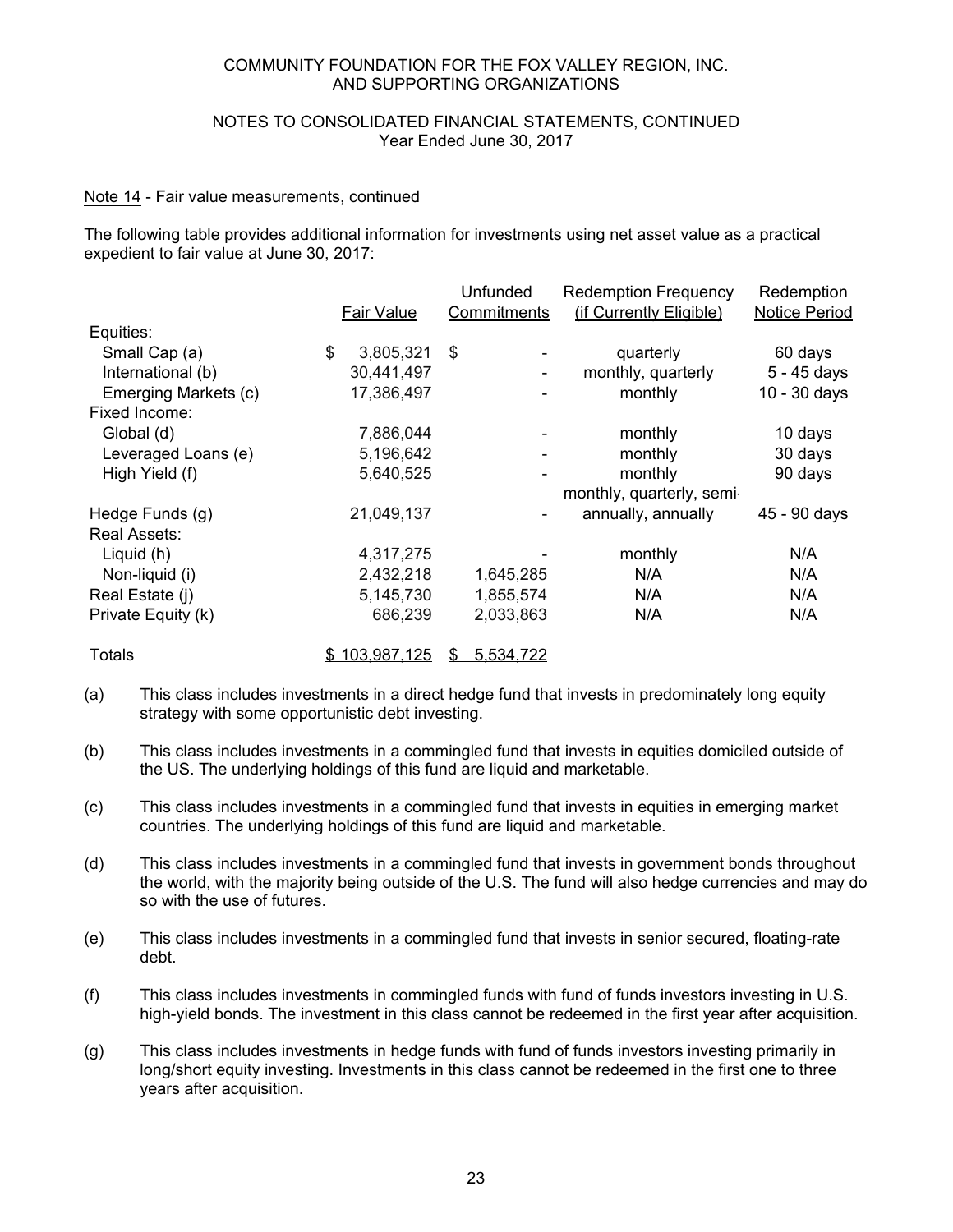Note 14 - Fair value measurements, continued

The following table provides additional information for investments using net asset value as a practical expedient to fair value at June 30, 2017:

| | Fair Value | Unfunded Commitments | Redemption Frequency (if Currently Eligible) | Redemption Notice Period |
|---|---|---|---|---|
| Equities: | | | | |
| Small Cap (a) | $ 3,805,321 | $ - | quarterly | 60 days |
| International (b) | 30,441,497 | - | monthly, quarterly | 5 - 45 days |
| Emerging Markets (c) | 17,386,497 | - | monthly | 10 - 30 days |
| Fixed Income: | | | | |
| Global (d) | 7,886,044 | - | monthly | 10 days |
| Leveraged Loans (e) | 5,196,642 | - | monthly | 30 days |
| High Yield (f) | 5,640,525 | - | monthly | 90 days |
| Hedge Funds (g) | 21,049,137 | - | monthly, quarterly, semi-annually, annually | 45 - 90 days |
| Real Assets: | | | | |
| Liquid (h) | 4,317,275 | - | monthly | N/A |
| Non-liquid (i) | 2,432,218 | 1,645,285 | N/A | N/A |
| Real Estate (j) | 5,145,730 | 1,855,574 | N/A | N/A |
| Private Equity (k) | 686,239 | 2,033,863 | N/A | N/A |
| Totals | $ 103,987,125 | $ 5,534,722 | | |

(a) This class includes investments in a direct hedge fund that invests in predominately long equity strategy with some opportunistic debt investing.

(b) This class includes investments in a commingled fund that invests in equities domiciled outside of the US. The underlying holdings of this fund are liquid and marketable.

(c) This class includes investments in a commingled fund that invests in equities in emerging market countries. The underlying holdings of this fund are liquid and marketable.

(d) This class includes investments in a commingled fund that invests in government bonds throughout the world, with the majority being outside of the U.S. The fund will also hedge currencies and may do so with the use of futures.

(e) This class includes investments in a commingled fund that invests in senior secured, floating-rate debt.

(f) This class includes investments in commingled funds with fund of funds investors investing in U.S. high-yield bonds. The investment in this class cannot be redeemed in the first year after acquisition.

(g) This class includes investments in hedge funds with fund of funds investors investing primarily in long/short equity investing. Investments in this class cannot be redeemed in the first one to three years after acquisition.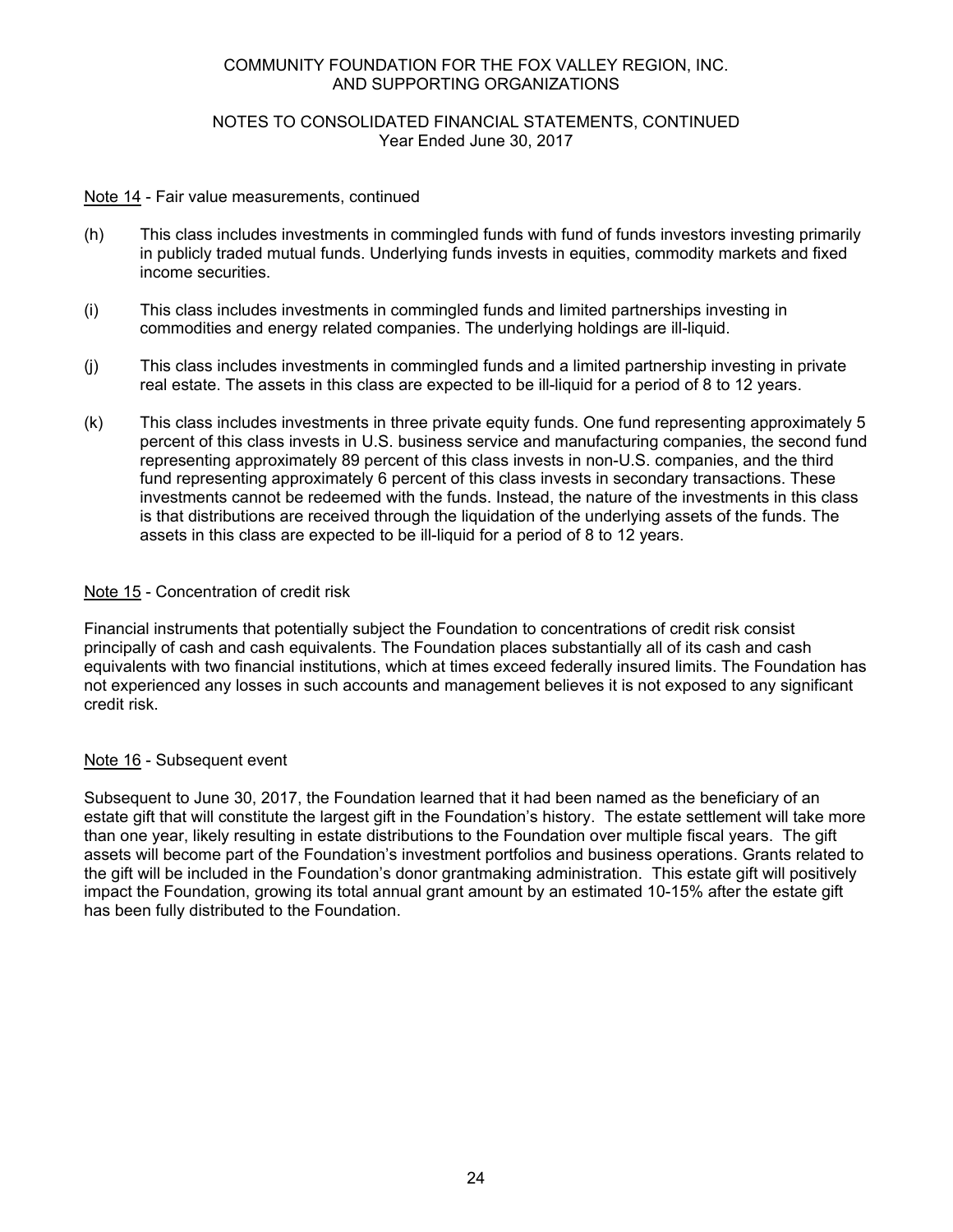Note 14 - Fair value measurements, continued

(h) This class includes investments in commingled funds with fund of funds investors investing primarily in publicly traded mutual funds. Underlying funds invests in equities, commodity markets and fixed income securities.

(i) This class includes investments in commingled funds and limited partnerships investing in commodities and energy related companies. The underlying holdings are ill-liquid.

(j) This class includes investments in commingled funds and a limited partnership investing in private real estate. The assets in this class are expected to be ill-liquid for a period of 8 to 12 years.

(k) This class includes investments in three private equity funds. One fund representing approximately 5 percent of this class invests in U.S. business service and manufacturing companies, the second fund representing approximately 89 percent of this class invests in non-U.S. companies, and the third fund representing approximately 6 percent of this class invests in secondary transactions. These investments cannot be redeemed with the funds. Instead, the nature of the investments in this class is that distributions are received through the liquidation of the underlying assets of the funds. The assets in this class are expected to be ill-liquid for a period of 8 to 12 years.

Note 15 - Concentration of credit risk

Financial instruments that potentially subject the Foundation to concentrations of credit risk consist principally of cash and cash equivalents. The Foundation places substantially all of its cash and cash equivalents with two financial institutions, which at times exceed federally insured limits. The Foundation has not experienced any losses in such accounts and management believes it is not exposed to any significant credit risk.

Note 16 - Subsequent event

Subsequent to June 30, 2017, the Foundation learned that it had been named as the beneficiary of an estate gift that will constitute the largest gift in the Foundation's history. The estate settlement will take more than one year, likely resulting in estate distributions to the Foundation over multiple fiscal years. The gift assets will become part of the Foundation's investment portfolios and business operations. Grants related to the gift will be included in the Foundation's donor grantmaking administration. This estate gift will positively impact the Foundation, growing its total annual grant amount by an estimated 10-15% after the estate gift has been fully distributed to the Foundation.